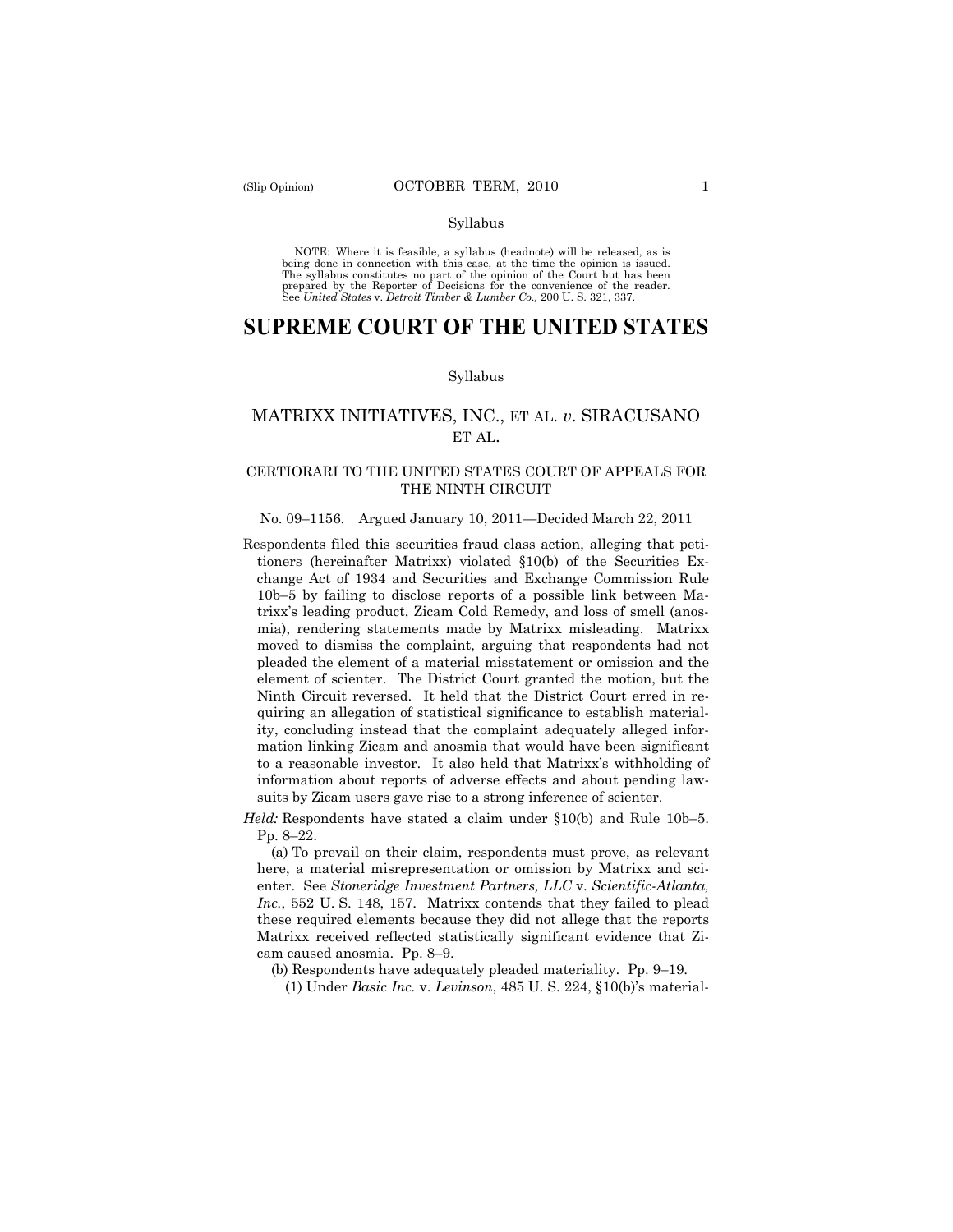Syllabus

NOTE: Where it is feasible, a syllabus (headnote) will be released, as is being done in connection with this case, at the time the opinion is issued. The syllabus constitutes no part of the opinion of the Court but has been prepared by the Reporter of Decisions for the convenience of the reader. See *United States* v. *Detroit Timber & Lumber Co.,* 200 U. S. 321, 337.

# SUPREME COURT OF THE UNITED STATES

Syllabus

## MATRIXX INITIATIVES, INC., ET AL. *v*. SIRACUSANO ET AL.

### CERTIORARI TO THE UNITED STATES COURT OF APPEALS FOR THE NINTH CIRCUIT

No. 09–1156. Argued January 10, 2011—Decided March 22, 2011

Respondents filed this securities fraud class action, alleging that petitioners (hereinafter Matrixx) violated §10(b) of the Securities Exchange Act of 1934 and Securities and Exchange Commission Rule 10b–5 by failing to disclose reports of a possible link between Matrixx's leading product, Zicam Cold Remedy, and loss of smell (anosmia), rendering statements made by Matrixx misleading. Matrixx moved to dismiss the complaint, arguing that respondents had not pleaded the element of a material misstatement or omission and the element of scienter. The District Court granted the motion, but the Ninth Circuit reversed. It held that the District Court erred in requiring an allegation of statistical significance to establish materiality, concluding instead that the complaint adequately alleged information linking Zicam and anosmia that would have been significant to a reasonable investor. It also held that Matrixx's withholding of information about reports of adverse effects and about pending lawsuits by Zicam users gave rise to a strong inference of scienter.

*Held:* Respondents have stated a claim under §10(b) and Rule 10b–5. Pp. 8–22.

(a) To prevail on their claim, respondents must prove, as relevant here, a material misrepresentation or omission by Matrixx and scienter. See *Stoneridge Investment Partners, LLC* v. *Scientific-Atlanta, Inc.*, 552 U. S. 148, 157. Matrixx contends that they failed to plead these required elements because they did not allege that the reports Matrixx received reflected statistically significant evidence that Zicam caused anosmia. Pp. 8–9.

(b) Respondents have adequately pleaded materiality. Pp. 9–19.

(1) Under *Basic Inc.* v. *Levinson*, 485 U. S. 224, §10(b)'s material-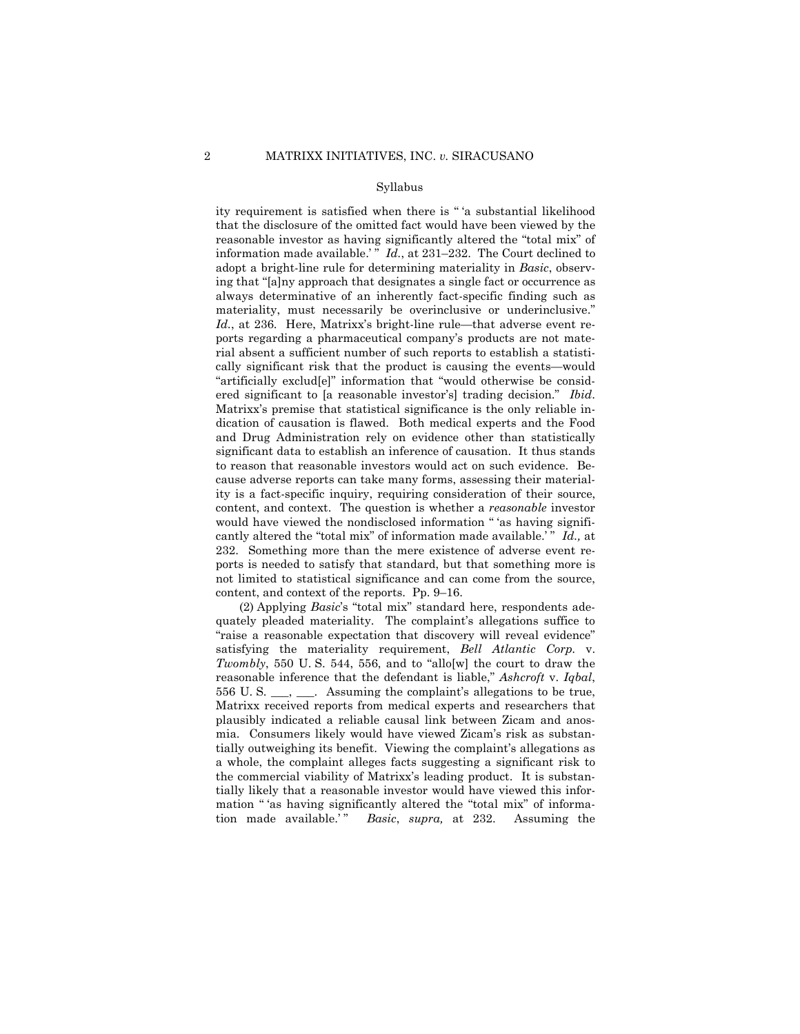ity requirement is satisfied when there is " 'a substantial likelihood that the disclosure of the omitted fact would have been viewed by the reasonable investor as having significantly altered the "total mix" of information made available.' " *Id.*, at 231–232. The Court declined to adopt a bright-line rule for determining materiality in *Basic*, observing that "[a]ny approach that designates a single fact or occurrence as always determinative of an inherently fact-specific finding such as materiality, must necessarily be overinclusive or underinclusive." *Id.*, at 236. Here, Matrixx's bright-line rule—that adverse event reports regarding a pharmaceutical company's products are not material absent a sufficient number of such reports to establish a statistically significant risk that the product is causing the events—would "artificially exclud[e]" information that "would otherwise be considered significant to [a reasonable investor's] trading decision." *Ibid*. Matrixx's premise that statistical significance is the only reliable indication of causation is flawed. Both medical experts and the Food and Drug Administration rely on evidence other than statistically significant data to establish an inference of causation. It thus stands to reason that reasonable investors would act on such evidence. Because adverse reports can take many forms, assessing their materiality is a fact-specific inquiry, requiring consideration of their source, content, and context. The question is whether a *reasonable* investor would have viewed the nondisclosed information " 'as having significantly altered the "total mix" of information made available.' " *Id.,* at 232. Something more than the mere existence of adverse event reports is needed to satisfy that standard, but that something more is not limited to statistical significance and can come from the source, content, and context of the reports. Pp. 9–16.

(2) Applying *Basic*'s "total mix" standard here, respondents adequately pleaded materiality. The complaint's allegations suffice to "raise a reasonable expectation that discovery will reveal evidence" satisfying the materiality requirement, *Bell Atlantic Corp.* v. *Twombly*, 550 U. S. 544, 556, and to "allo[w] the court to draw the reasonable inference that the defendant is liable," *Ashcroft* v. *Iqbal*, 556 U. S. \_\_\_, \_\_\_. Assuming the complaint's allegations to be true, Matrixx received reports from medical experts and researchers that plausibly indicated a reliable causal link between Zicam and anosmia. Consumers likely would have viewed Zicam's risk as substantially outweighing its benefit. Viewing the complaint's allegations as a whole, the complaint alleges facts suggesting a significant risk to the commercial viability of Matrixx's leading product. It is substantially likely that a reasonable investor would have viewed this information " 'as having significantly altered the "total mix" of information made available.' " *Basic*, *supra,* at 232. Assuming the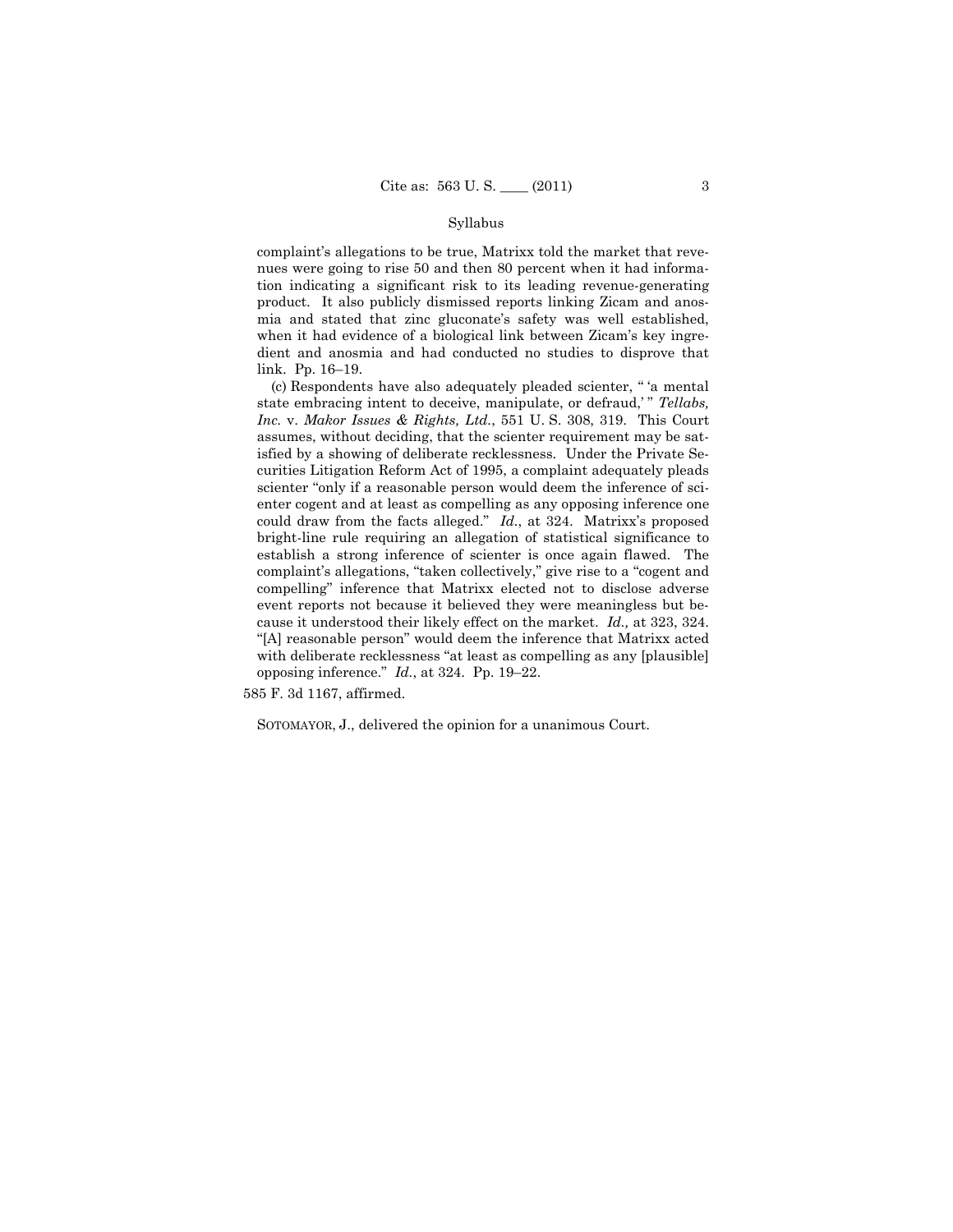complaint's allegations to be true, Matrixx told the market that revenues were going to rise 50 and then 80 percent when it had information indicating a significant risk to its leading revenue-generating product. It also publicly dismissed reports linking Zicam and anosmia and stated that zinc gluconate's safety was well established, when it had evidence of a biological link between Zicam's key ingredient and anosmia and had conducted no studies to disprove that link. Pp. 16–19.

(c) Respondents have also adequately pleaded scienter, " 'a mental state embracing intent to deceive, manipulate, or defraud,' " *Tellabs, Inc.* v. *Makor Issues & Rights, Ltd.*, 551 U. S. 308, 319. This Court assumes, without deciding, that the scienter requirement may be satisfied by a showing of deliberate recklessness. Under the Private Securities Litigation Reform Act of 1995, a complaint adequately pleads scienter "only if a reasonable person would deem the inference of scienter cogent and at least as compelling as any opposing inference one could draw from the facts alleged." *Id.*, at 324. Matrixx's proposed bright-line rule requiring an allegation of statistical significance to establish a strong inference of scienter is once again flawed. The complaint's allegations, "taken collectively," give rise to a "cogent and compelling" inference that Matrixx elected not to disclose adverse event reports not because it believed they were meaningless but because it understood their likely effect on the market. *Id.,* at 323, 324. "[A] reasonable person" would deem the inference that Matrixx acted with deliberate recklessness "at least as compelling as any [plausible] opposing inference." *Id.*, at 324. Pp. 19–22.

585 F. 3d 1167, affirmed.

SOTOMAYOR, J., delivered the opinion for a unanimous Court.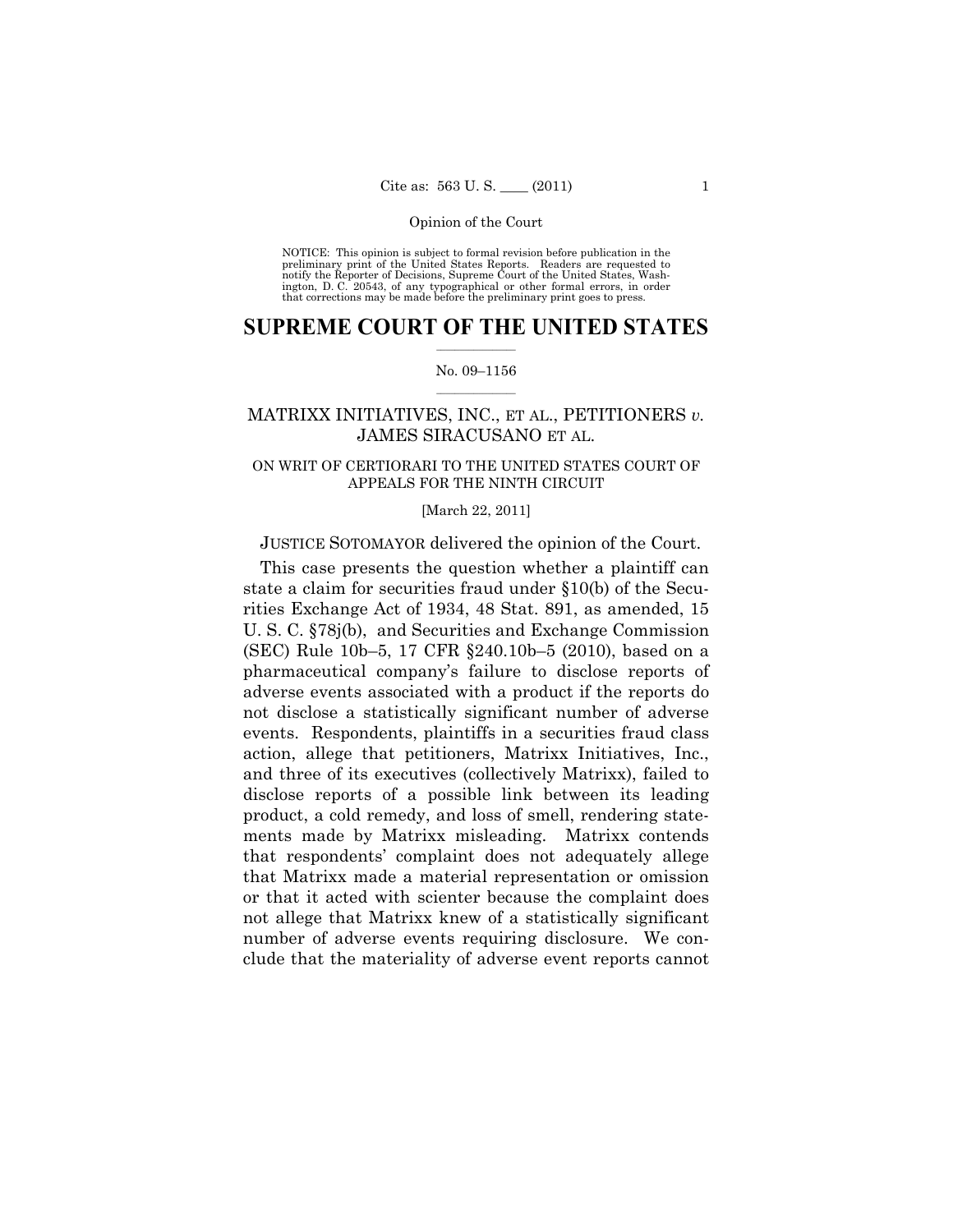NOTICE: This opinion is subject to formal revision before publication in the preliminary print of the United States Reports. Readers are requested to notify the Reporter of Decisions, Supreme Court of the United States, Washington, D. C. 20543, of any typographical or other formal errors, in order that corrections may be made before the preliminary print goes to press.

# SUPREME COURT OF THE UNITED STATES

No. 09–1156

MATRIXX INITIATIVES, INC., ET AL., PETITIONERS *v.* JAMES SIRACUSANO ET AL.

ON WRIT OF CERTIORARI TO THE UNITED STATES COURT OF APPEALS FOR THE NINTH CIRCUIT

[March 22, 2011]

JUSTICE SOTOMAYOR delivered the opinion of the Court.

This case presents the question whether a plaintiff can state a claim for securities fraud under §10(b) of the Securities Exchange Act of 1934, 48 Stat. 891, as amended, 15 U. S. C. §78j(b), and Securities and Exchange Commission (SEC) Rule 10b–5, 17 CFR §240.10b–5 (2010), based on a pharmaceutical company's failure to disclose reports of adverse events associated with a product if the reports do not disclose a statistically significant number of adverse events. Respondents, plaintiffs in a securities fraud class action, allege that petitioners, Matrixx Initiatives, Inc., and three of its executives (collectively Matrixx), failed to disclose reports of a possible link between its leading product, a cold remedy, and loss of smell, rendering statements made by Matrixx misleading. Matrixx contends that respondents' complaint does not adequately allege that Matrixx made a material representation or omission or that it acted with scienter because the complaint does not allege that Matrixx knew of a statistically significant number of adverse events requiring disclosure. We conclude that the materiality of adverse event reports cannot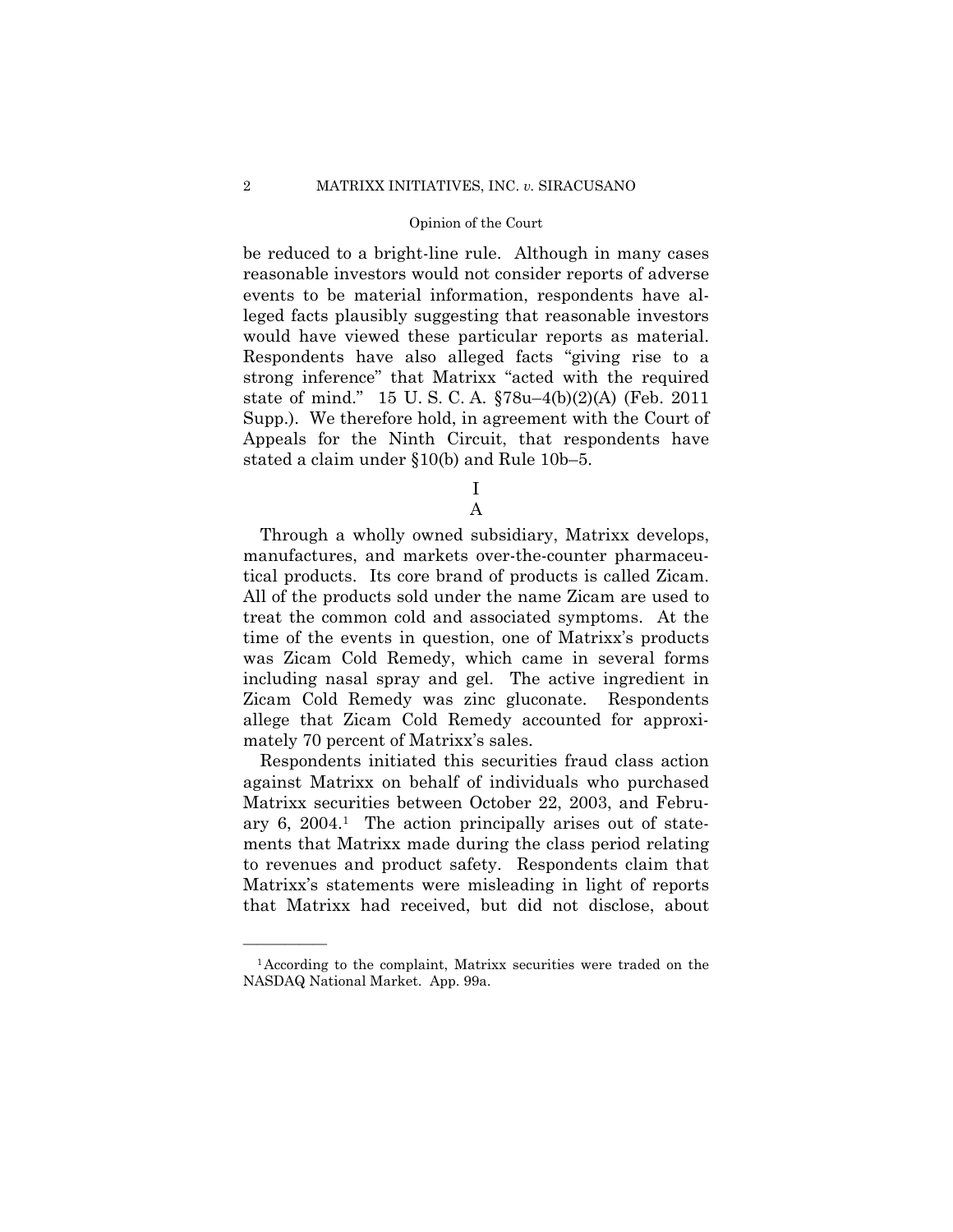be reduced to a bright-line rule. Although in many cases reasonable investors would not consider reports of adverse events to be material information, respondents have alleged facts plausibly suggesting that reasonable investors would have viewed these particular reports as material. Respondents have also alleged facts "giving rise to a strong inference" that Matrixx "acted with the required state of mind." 15 U. S. C. A. §78u–4(b)(2)(A) (Feb. 2011 Supp.). We therefore hold, in agreement with the Court of Appeals for the Ninth Circuit, that respondents have stated a claim under §10(b) and Rule 10b–5.

# I

## A

Through a wholly owned subsidiary, Matrixx develops, manufactures, and markets over-the-counter pharmaceutical products. Its core brand of products is called Zicam. All of the products sold under the name Zicam are used to treat the common cold and associated symptoms. At the time of the events in question, one of Matrixx's products was Zicam Cold Remedy, which came in several forms including nasal spray and gel. The active ingredient in Zicam Cold Remedy was zinc gluconate. Respondents allege that Zicam Cold Remedy accounted for approximately 70 percent of Matrixx's sales.

Respondents initiated this securities fraud class action against Matrixx on behalf of individuals who purchased Matrixx securities between October 22, 2003, and February 6, 2004.[1] The action principally arises out of statements that Matrixx made during the class period relating to revenues and product safety. Respondents claim that Matrixx's statements were misleading in light of reports that Matrixx had received, but did not disclose, about

---

[1] According to the complaint, Matrixx securities were traded on the NASDAQ National Market. App. 99a.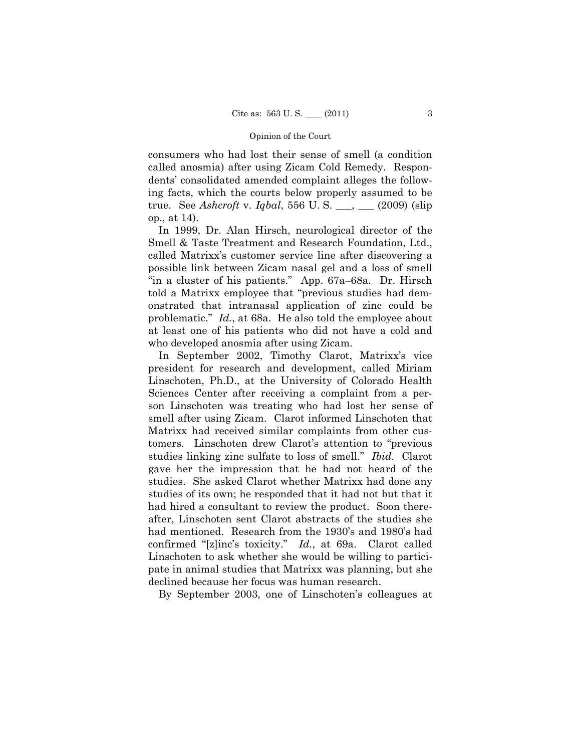consumers who had lost their sense of smell (a condition called anosmia) after using Zicam Cold Remedy. Respondents' consolidated amended complaint alleges the following facts, which the courts below properly assumed to be true. See *Ashcroft* v. *Iqbal*, 556 U. S. ___, ___ (2009) (slip op., at 14).

In 1999, Dr. Alan Hirsch, neurological director of the Smell & Taste Treatment and Research Foundation, Ltd., called Matrixx's customer service line after discovering a possible link between Zicam nasal gel and a loss of smell "in a cluster of his patients." App. 67a–68a. Dr. Hirsch told a Matrixx employee that "previous studies had demonstrated that intranasal application of zinc could be problematic." *Id.*, at 68a. He also told the employee about at least one of his patients who did not have a cold and who developed anosmia after using Zicam.

In September 2002, Timothy Clarot, Matrixx's vice president for research and development, called Miriam Linschoten, Ph.D., at the University of Colorado Health Sciences Center after receiving a complaint from a person Linschoten was treating who had lost her sense of smell after using Zicam. Clarot informed Linschoten that Matrixx had received similar complaints from other customers. Linschoten drew Clarot's attention to "previous studies linking zinc sulfate to loss of smell." *Ibid.* Clarot gave her the impression that he had not heard of the studies. She asked Clarot whether Matrixx had done any studies of its own; he responded that it had not but that it had hired a consultant to review the product. Soon thereafter, Linschoten sent Clarot abstracts of the studies she had mentioned. Research from the 1930's and 1980's had confirmed "[z]inc's toxicity." *Id.*, at 69a. Clarot called Linschoten to ask whether she would be willing to participate in animal studies that Matrixx was planning, but she declined because her focus was human research.

By September 2003, one of Linschoten's colleagues at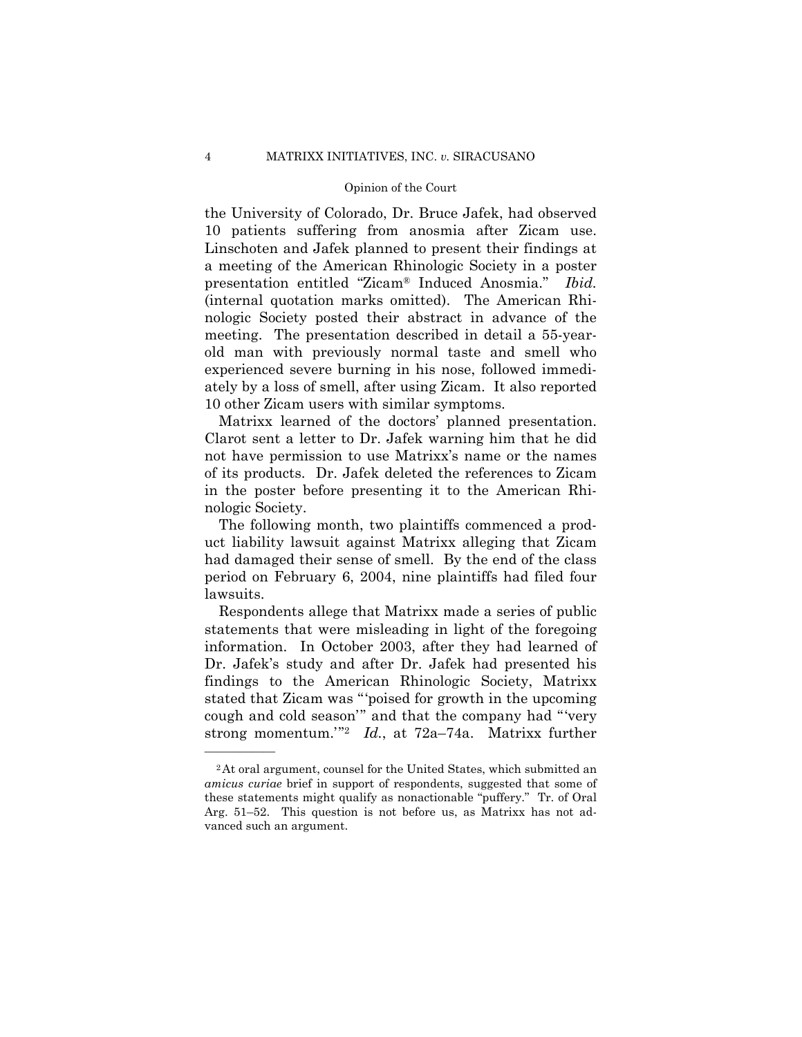the University of Colorado, Dr. Bruce Jafek, had observed 10 patients suffering from anosmia after Zicam use. Linschoten and Jafek planned to present their findings at a meeting of the American Rhinologic Society in a poster presentation entitled "Zicam® Induced Anosmia." *Ibid.* (internal quotation marks omitted). The American Rhinologic Society posted their abstract in advance of the meeting. The presentation described in detail a 55-year-old man with previously normal taste and smell who experienced severe burning in his nose, followed immediately by a loss of smell, after using Zicam. It also reported 10 other Zicam users with similar symptoms.

Matrixx learned of the doctors' planned presentation. Clarot sent a letter to Dr. Jafek warning him that he did not have permission to use Matrixx's name or the names of its products. Dr. Jafek deleted the references to Zicam in the poster before presenting it to the American Rhinologic Society.

The following month, two plaintiffs commenced a product liability lawsuit against Matrixx alleging that Zicam had damaged their sense of smell. By the end of the class period on February 6, 2004, nine plaintiffs had filed four lawsuits.

Respondents allege that Matrixx made a series of public statements that were misleading in light of the foregoing information. In October 2003, after they had learned of Dr. Jafek's study and after Dr. Jafek had presented his findings to the American Rhinologic Society, Matrixx stated that Zicam was "'poised for growth in the upcoming cough and cold season'" and that the company had "'very strong momentum.'"[2] *Id.*, at 72a–74a. Matrixx further

---

[2] At oral argument, counsel for the United States, which submitted an *amicus curiae* brief in support of respondents, suggested that some of these statements might qualify as nonactionable "puffery." Tr. of Oral Arg. 51–52. This question is not before us, as Matrixx has not advanced such an argument.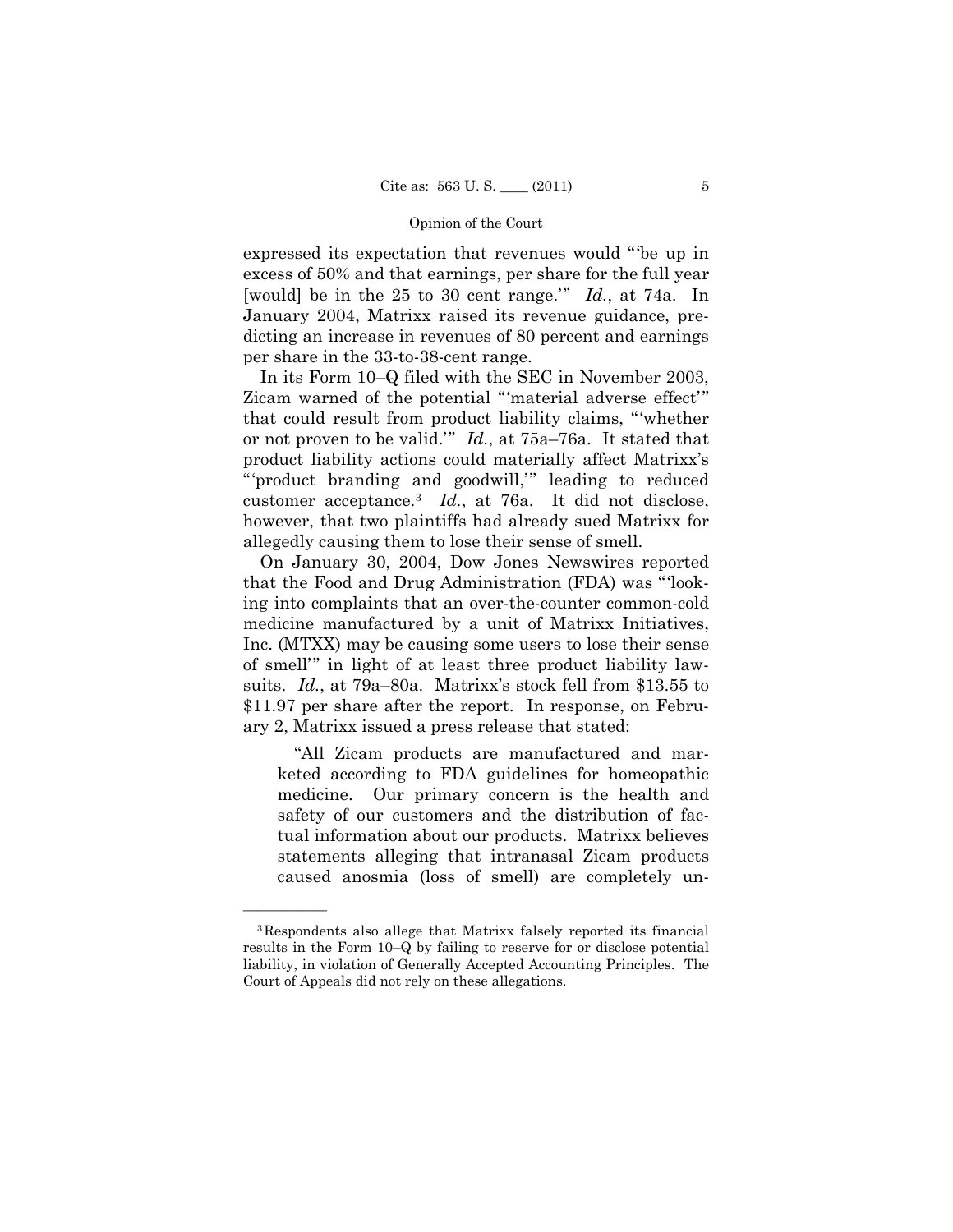expressed its expectation that revenues would "'be up in excess of 50% and that earnings, per share for the full year [would] be in the 25 to 30 cent range.'" *Id.*, at 74a. In January 2004, Matrixx raised its revenue guidance, predicting an increase in revenues of 80 percent and earnings per share in the 33-to-38-cent range.

In its Form 10–Q filed with the SEC in November 2003, Zicam warned of the potential "'material adverse effect'" that could result from product liability claims, "'whether or not proven to be valid.'" *Id.*, at 75a–76a. It stated that product liability actions could materially affect Matrixx's "'product branding and goodwill,'" leading to reduced customer acceptance.[3] *Id.*, at 76a. It did not disclose, however, that two plaintiffs had already sued Matrixx for allegedly causing them to lose their sense of smell.

On January 30, 2004, Dow Jones Newswires reported that the Food and Drug Administration (FDA) was "'looking into complaints that an over-the-counter common-cold medicine manufactured by a unit of Matrixx Initiatives, Inc. (MTXX) may be causing some users to lose their sense of smell'" in light of at least three product liability lawsuits. *Id.*, at 79a–80a. Matrixx's stock fell from $13.55 to $11.97 per share after the report. In response, on February 2, Matrixx issued a press release that stated:

> "All Zicam products are manufactured and marketed according to FDA guidelines for homeopathic medicine. Our primary concern is the health and safety of our customers and the distribution of factual information about our products. Matrixx believes statements alleging that intranasal Zicam products caused anosmia (loss of smell) are completely un-

---

[3] Respondents also allege that Matrixx falsely reported its financial results in the Form 10–Q by failing to reserve for or disclose potential liability, in violation of Generally Accepted Accounting Principles. The Court of Appeals did not rely on these allegations.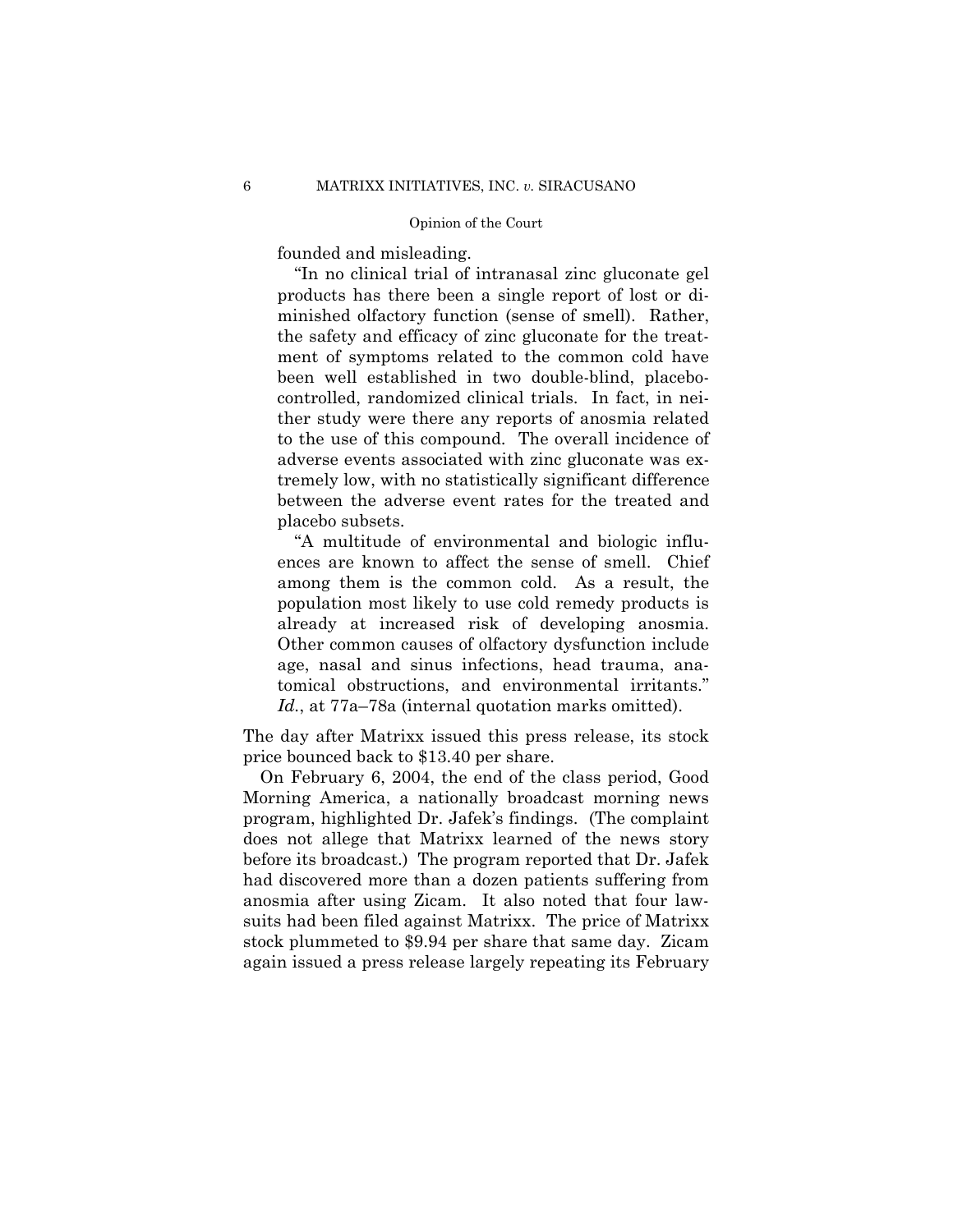founded and misleading.

> "In no clinical trial of intranasal zinc gluconate gel products has there been a single report of lost or diminished olfactory function (sense of smell). Rather, the safety and efficacy of zinc gluconate for the treatment of symptoms related to the common cold have been well established in two double-blind, placebo-controlled, randomized clinical trials. In fact, in neither study were there any reports of anosmia related to the use of this compound. The overall incidence of adverse events associated with zinc gluconate was extremely low, with no statistically significant difference between the adverse event rates for the treated and placebo subsets.
>
> "A multitude of environmental and biologic influences are known to affect the sense of smell. Chief among them is the common cold. As a result, the population most likely to use cold remedy products is already at increased risk of developing anosmia. Other common causes of olfactory dysfunction include age, nasal and sinus infections, head trauma, anatomical obstructions, and environmental irritants." *Id.*, at 77a–78a (internal quotation marks omitted).

The day after Matrixx issued this press release, its stock price bounced back to $13.40 per share.

On February 6, 2004, the end of the class period, Good Morning America, a nationally broadcast morning news program, highlighted Dr. Jafek's findings. (The complaint does not allege that Matrixx learned of the news story before its broadcast.) The program reported that Dr. Jafek had discovered more than a dozen patients suffering from anosmia after using Zicam. It also noted that four lawsuits had been filed against Matrixx. The price of Matrixx stock plummeted to $9.94 per share that same day. Zicam again issued a press release largely repeating its February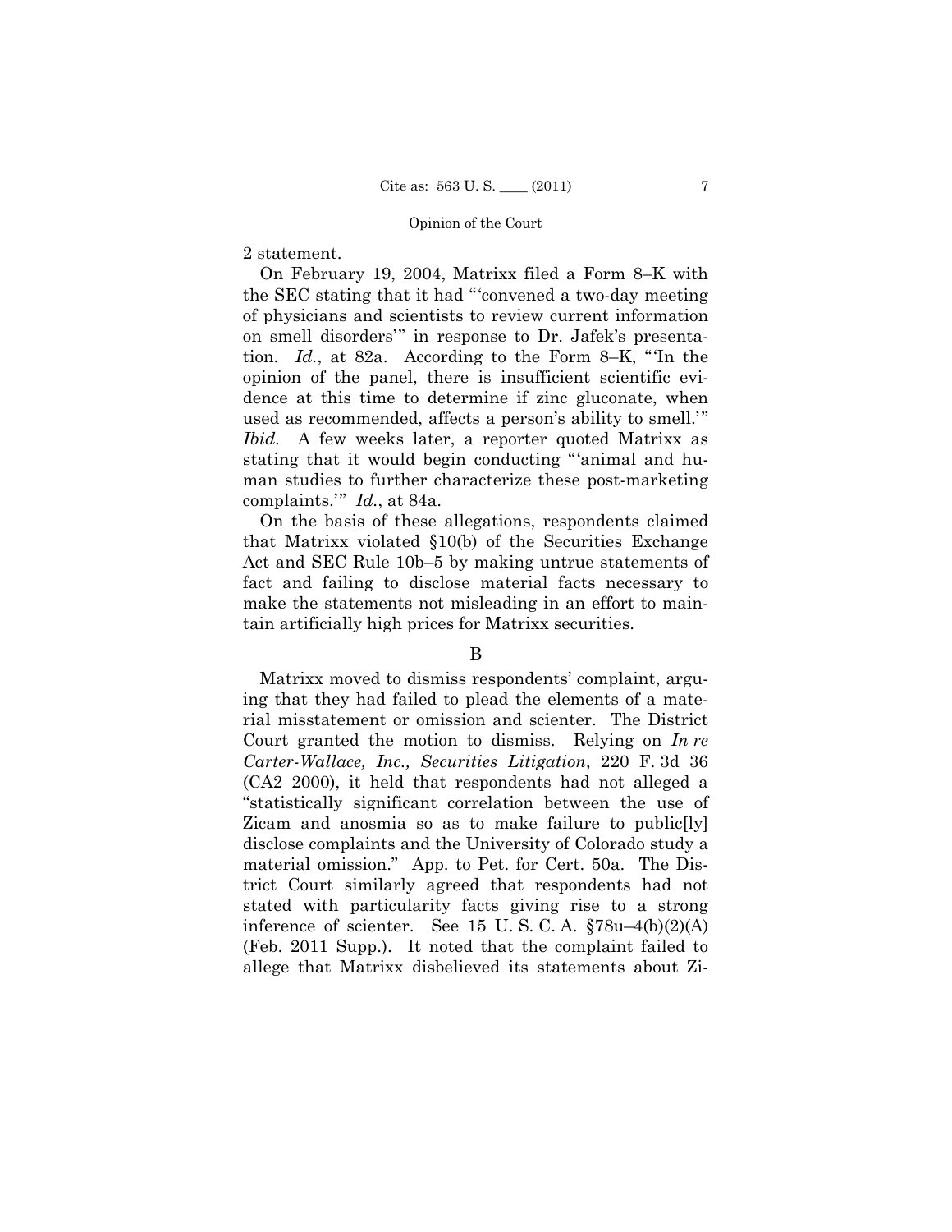2 statement.

On February 19, 2004, Matrixx filed a Form 8–K with the SEC stating that it had "'convened a two-day meeting of physicians and scientists to review current information on smell disorders'" in response to Dr. Jafek's presentation. *Id.*, at 82a. According to the Form 8–K, "'In the opinion of the panel, there is insufficient scientific evidence at this time to determine if zinc gluconate, when used as recommended, affects a person's ability to smell.'" *Ibid.* A few weeks later, a reporter quoted Matrixx as stating that it would begin conducting "'animal and human studies to further characterize these post-marketing complaints.'" *Id.*, at 84a.

On the basis of these allegations, respondents claimed that Matrixx violated §10(b) of the Securities Exchange Act and SEC Rule 10b–5 by making untrue statements of fact and failing to disclose material facts necessary to make the statements not misleading in an effort to maintain artificially high prices for Matrixx securities.

B

Matrixx moved to dismiss respondents' complaint, arguing that they had failed to plead the elements of a material misstatement or omission and scienter. The District Court granted the motion to dismiss. Relying on *In re Carter-Wallace, Inc., Securities Litigation*, 220 F. 3d 36 (CA2 2000), it held that respondents had not alleged a "statistically significant correlation between the use of Zicam and anosmia so as to make failure to public[ly] disclose complaints and the University of Colorado study a material omission." App. to Pet. for Cert. 50a. The District Court similarly agreed that respondents had not stated with particularity facts giving rise to a strong inference of scienter. See 15 U. S. C. A. §78u–4(b)(2)(A) (Feb. 2011 Supp.). It noted that the complaint failed to allege that Matrixx disbelieved its statements about Zi-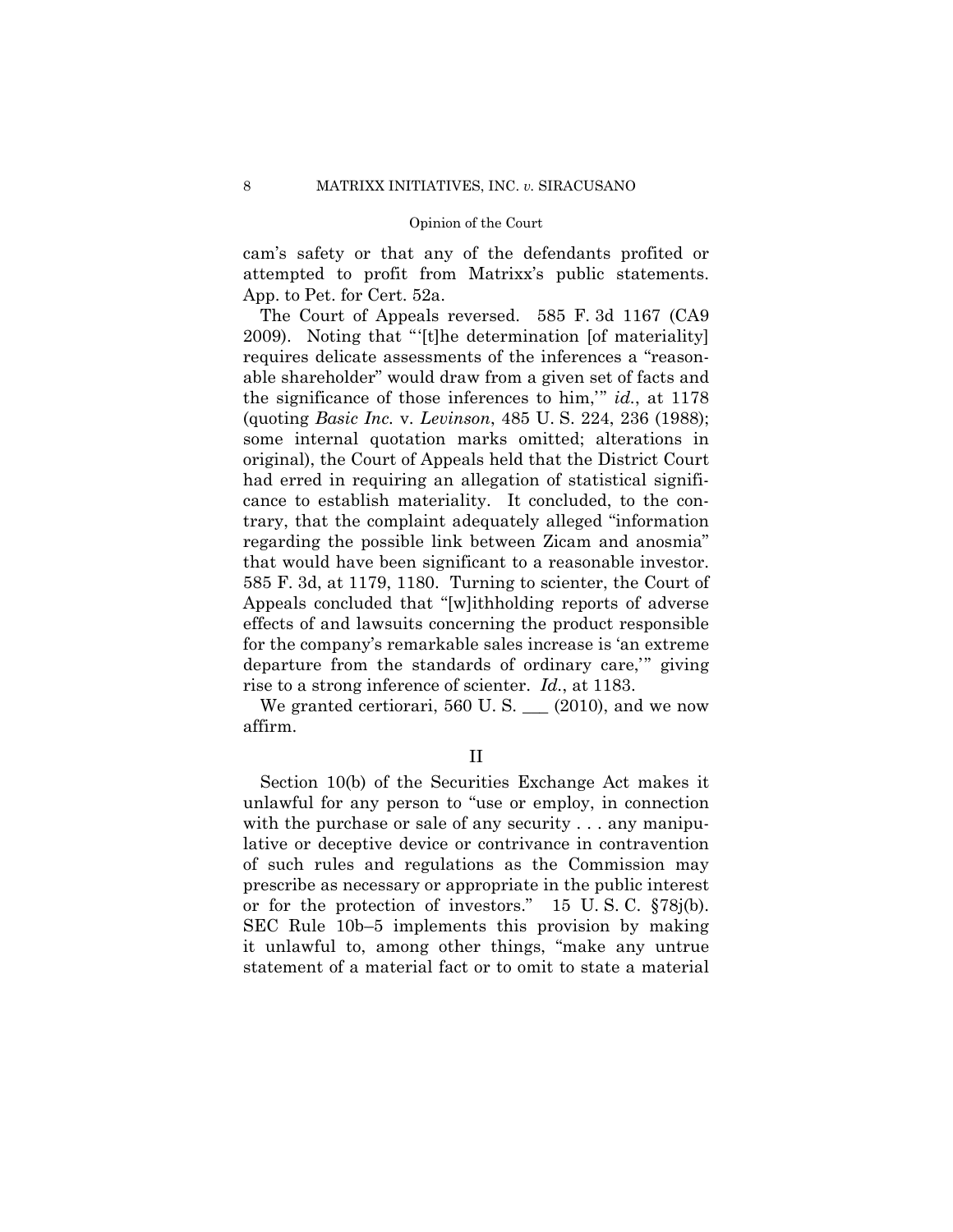cam's safety or that any of the defendants profited or attempted to profit from Matrixx's public statements. App. to Pet. for Cert. 52a.

The Court of Appeals reversed. 585 F. 3d 1167 (CA9 2009). Noting that "'[t]he determination [of materiality] requires delicate assessments of the inferences a "reasonable shareholder" would draw from a given set of facts and the significance of those inferences to him,'" *id.*, at 1178 (quoting *Basic Inc.* v. *Levinson*, 485 U. S. 224, 236 (1988); some internal quotation marks omitted; alterations in original), the Court of Appeals held that the District Court had erred in requiring an allegation of statistical significance to establish materiality. It concluded, to the contrary, that the complaint adequately alleged "information regarding the possible link between Zicam and anosmia" that would have been significant to a reasonable investor. 585 F. 3d, at 1179, 1180. Turning to scienter, the Court of Appeals concluded that "[w]ithholding reports of adverse effects of and lawsuits concerning the product responsible for the company's remarkable sales increase is 'an extreme departure from the standards of ordinary care,'" giving rise to a strong inference of scienter. *Id.*, at 1183.

We granted certiorari, 560 U. S. ___ (2010), and we now affirm.

## II

Section 10(b) of the Securities Exchange Act makes it unlawful for any person to "use or employ, in connection with the purchase or sale of any security . . . any manipulative or deceptive device or contrivance in contravention of such rules and regulations as the Commission may prescribe as necessary or appropriate in the public interest or for the protection of investors." 15 U. S. C. §78j(b). SEC Rule 10b–5 implements this provision by making it unlawful to, among other things, "make any untrue statement of a material fact or to omit to state a material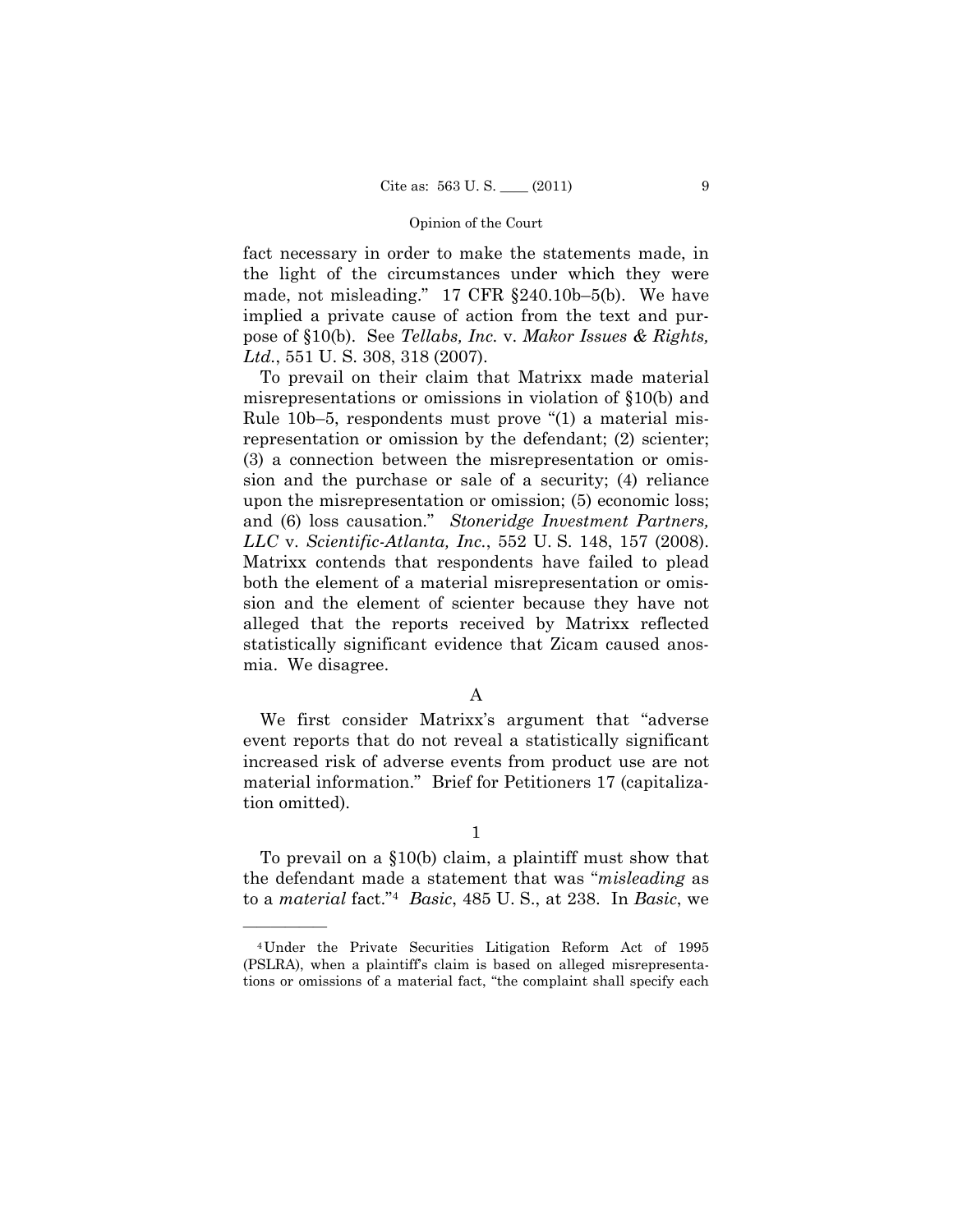fact necessary in order to make the statements made, in the light of the circumstances under which they were made, not misleading." 17 CFR §240.10b–5(b). We have implied a private cause of action from the text and purpose of §10(b). See *Tellabs, Inc.* v. *Makor Issues & Rights, Ltd.*, 551 U. S. 308, 318 (2007).

To prevail on their claim that Matrixx made material misrepresentations or omissions in violation of §10(b) and Rule 10b–5, respondents must prove "(1) a material misrepresentation or omission by the defendant; (2) scienter; (3) a connection between the misrepresentation or omission and the purchase or sale of a security; (4) reliance upon the misrepresentation or omission; (5) economic loss; and (6) loss causation." *Stoneridge Investment Partners, LLC* v. *Scientific-Atlanta, Inc.*, 552 U. S. 148, 157 (2008). Matrixx contends that respondents have failed to plead both the element of a material misrepresentation or omission and the element of scienter because they have not alleged that the reports received by Matrixx reflected statistically significant evidence that Zicam caused anosmia. We disagree.

## A

We first consider Matrixx's argument that "adverse event reports that do not reveal a statistically significant increased risk of adverse events from product use are not material information." Brief for Petitioners 17 (capitalization omitted).

### 1

To prevail on a §10(b) claim, a plaintiff must show that the defendant made a statement that was "*misleading* as to a *material* fact."[4] *Basic*, 485 U. S., at 238. In *Basic*, we

---

[4] Under the Private Securities Litigation Reform Act of 1995 (PSLRA), when a plaintiff's claim is based on alleged misrepresentations or omissions of a material fact, "the complaint shall specify each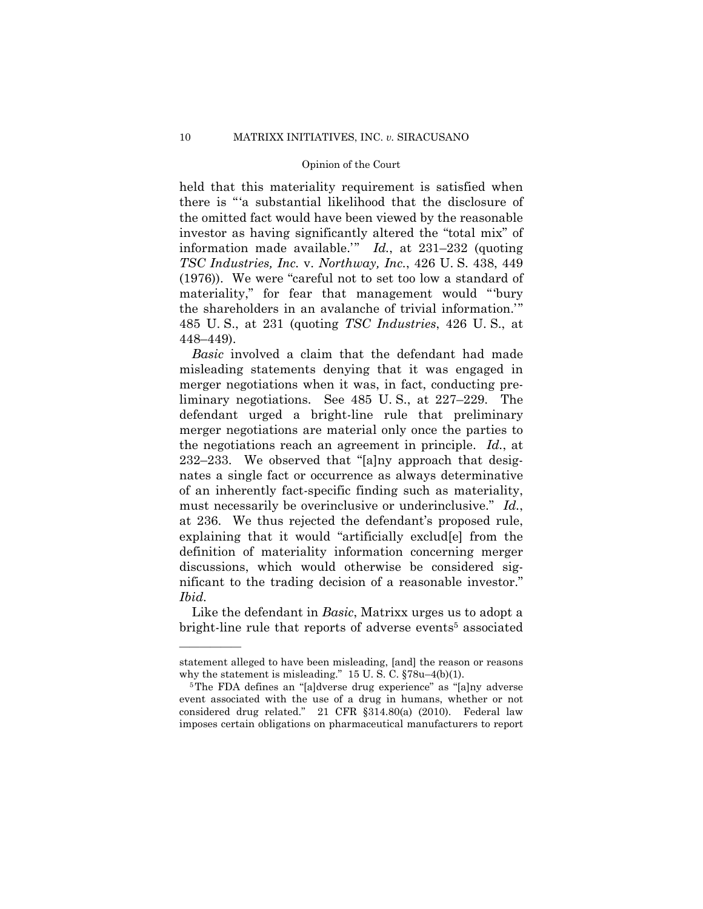held that this materiality requirement is satisfied when there is "'a substantial likelihood that the disclosure of the omitted fact would have been viewed by the reasonable investor as having significantly altered the "total mix" of information made available.'" *Id.*, at 231–232 (quoting *TSC Industries, Inc.* v. *Northway, Inc.*, 426 U. S. 438, 449 (1976)). We were "careful not to set too low a standard of materiality," for fear that management would "'bury the shareholders in an avalanche of trivial information.'" 485 U. S., at 231 (quoting *TSC Industries*, 426 U. S., at 448–449).

*Basic* involved a claim that the defendant had made misleading statements denying that it was engaged in merger negotiations when it was, in fact, conducting preliminary negotiations. See 485 U. S., at 227–229. The defendant urged a bright-line rule that preliminary merger negotiations are material only once the parties to the negotiations reach an agreement in principle. *Id.*, at 232–233. We observed that "[a]ny approach that designates a single fact or occurrence as always determinative of an inherently fact-specific finding such as materiality, must necessarily be overinclusive or underinclusive." *Id.*, at 236. We thus rejected the defendant's proposed rule, explaining that it would "artificially exclud[e] from the definition of materiality information concerning merger discussions, which would otherwise be considered significant to the trading decision of a reasonable investor." *Ibid.*

Like the defendant in *Basic*, Matrixx urges us to adopt a bright-line rule that reports of adverse events[5] associated

---

statement alleged to have been misleading, [and] the reason or reasons why the statement is misleading." 15 U. S. C. §78u–4(b)(1).

[5] The FDA defines an "[a]dverse drug experience" as "[a]ny adverse event associated with the use of a drug in humans, whether or not considered drug related." 21 CFR §314.80(a) (2010). Federal law imposes certain obligations on pharmaceutical manufacturers to report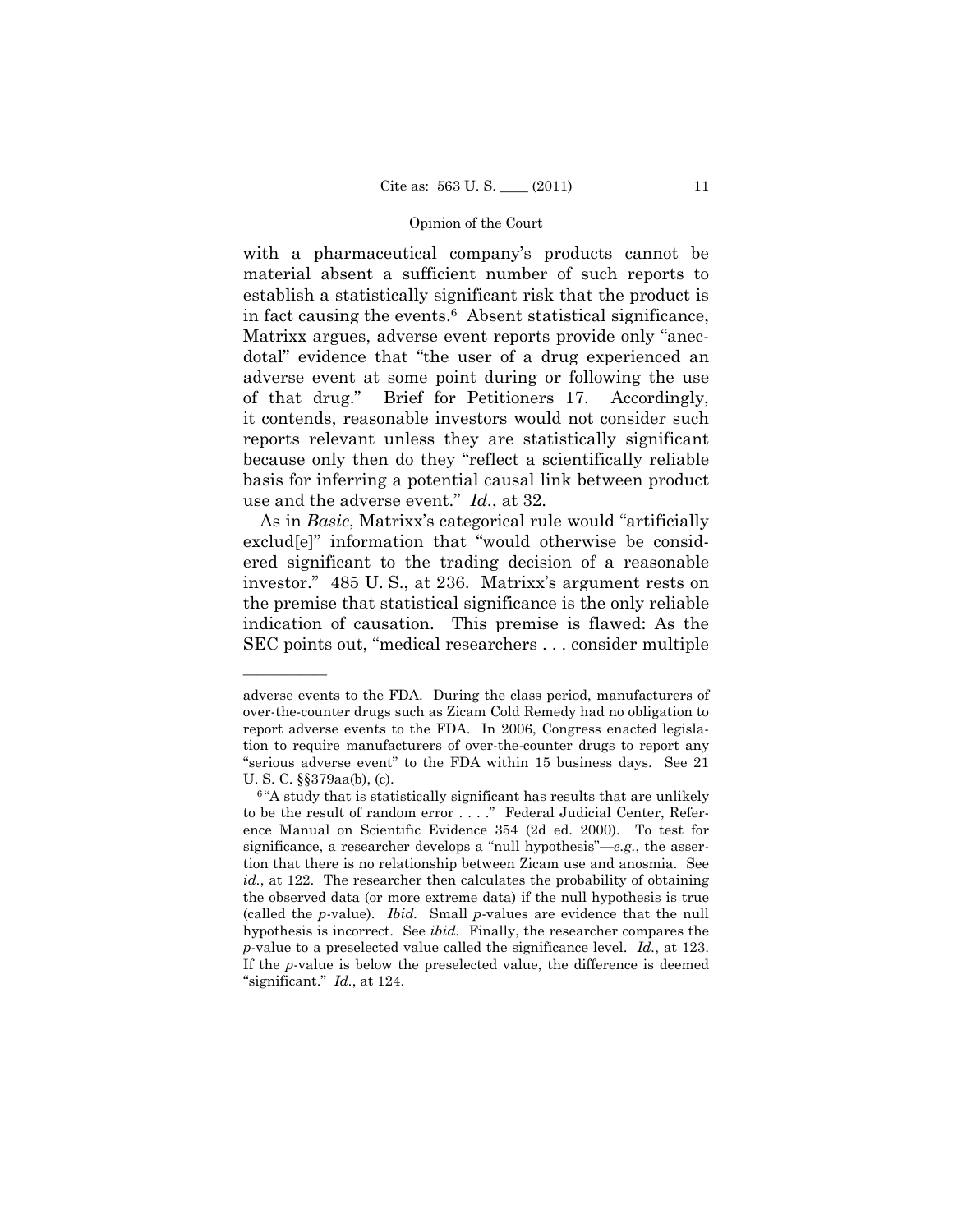with a pharmaceutical company's products cannot be material absent a sufficient number of such reports to establish a statistically significant risk that the product is in fact causing the events.[6] Absent statistical significance, Matrixx argues, adverse event reports provide only "anecdotal" evidence that "the user of a drug experienced an adverse event at some point during or following the use of that drug." Brief for Petitioners 17. Accordingly, it contends, reasonable investors would not consider such reports relevant unless they are statistically significant because only then do they "reflect a scientifically reliable basis for inferring a potential causal link between product use and the adverse event." *Id.*, at 32.

As in *Basic*, Matrixx's categorical rule would "artificially exclud[e]" information that "would otherwise be considered significant to the trading decision of a reasonable investor." 485 U. S., at 236. Matrixx's argument rests on the premise that statistical significance is the only reliable indication of causation. This premise is flawed: As the SEC points out, "medical researchers . . . consider multiple

---

adverse events to the FDA. During the class period, manufacturers of over-the-counter drugs such as Zicam Cold Remedy had no obligation to report adverse events to the FDA. In 2006, Congress enacted legislation to require manufacturers of over-the-counter drugs to report any "serious adverse event" to the FDA within 15 business days. See 21 U. S. C. §§379aa(b), (c).

[6] "A study that is statistically significant has results that are unlikely to be the result of random error . . . ." Federal Judicial Center, Reference Manual on Scientific Evidence 354 (2d ed. 2000). To test for significance, a researcher develops a "null hypothesis"—*e.g.*, the assertion that there is no relationship between Zicam use and anosmia. See *id.*, at 122. The researcher then calculates the probability of obtaining the observed data (or more extreme data) if the null hypothesis is true (called the *p*-value). *Ibid.* Small *p*-values are evidence that the null hypothesis is incorrect. See *ibid.* Finally, the researcher compares the *p*-value to a preselected value called the significance level. *Id.*, at 123. If the *p*-value is below the preselected value, the difference is deemed "significant." *Id.*, at 124.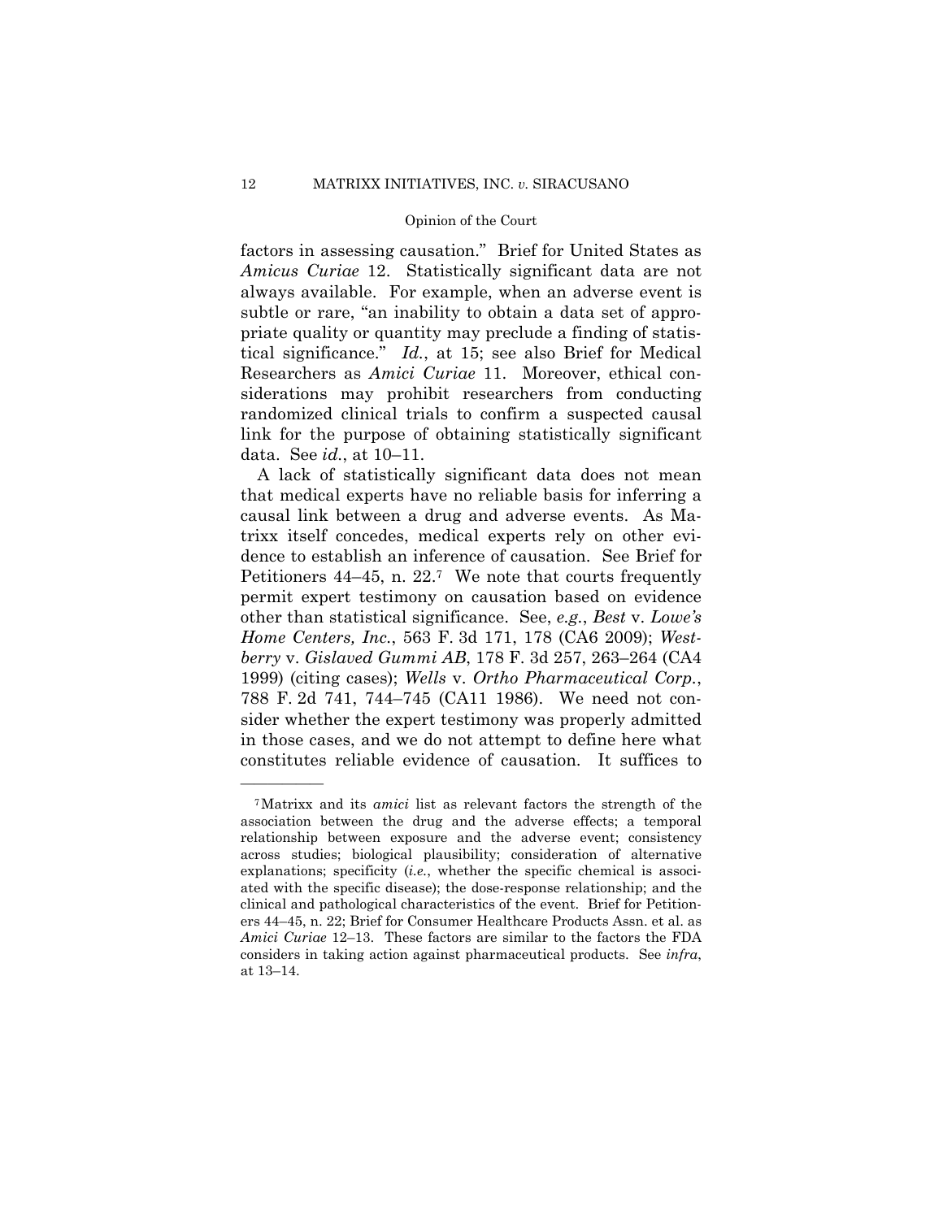factors in assessing causation." Brief for United States as *Amicus Curiae* 12. Statistically significant data are not always available. For example, when an adverse event is subtle or rare, "an inability to obtain a data set of appropriate quality or quantity may preclude a finding of statistical significance." *Id.*, at 15; see also Brief for Medical Researchers as *Amici Curiae* 11. Moreover, ethical considerations may prohibit researchers from conducting randomized clinical trials to confirm a suspected causal link for the purpose of obtaining statistically significant data. See *id.*, at 10–11.

A lack of statistically significant data does not mean that medical experts have no reliable basis for inferring a causal link between a drug and adverse events. As Matrixx itself concedes, medical experts rely on other evidence to establish an inference of causation. See Brief for Petitioners 44–45, n. 22.[7] We note that courts frequently permit expert testimony on causation based on evidence other than statistical significance. See, *e.g.*, *Best* v. *Lowe's Home Centers, Inc.*, 563 F. 3d 171, 178 (CA6 2009); *Westberry* v. *Gislaved Gummi AB*, 178 F. 3d 257, 263–264 (CA4 1999) (citing cases); *Wells* v. *Ortho Pharmaceutical Corp.*, 788 F. 2d 741, 744–745 (CA11 1986). We need not consider whether the expert testimony was properly admitted in those cases, and we do not attempt to define here what constitutes reliable evidence of causation. It suffices to

---

[7] Matrixx and its *amici* list as relevant factors the strength of the association between the drug and the adverse effects; a temporal relationship between exposure and the adverse event; consistency across studies; biological plausibility; consideration of alternative explanations; specificity (*i.e.*, whether the specific chemical is associated with the specific disease); the dose-response relationship; and the clinical and pathological characteristics of the event. Brief for Petitioners 44–45, n. 22; Brief for Consumer Healthcare Products Assn. et al. as *Amici Curiae* 12–13. These factors are similar to the factors the FDA considers in taking action against pharmaceutical products. See *infra*, at 13–14.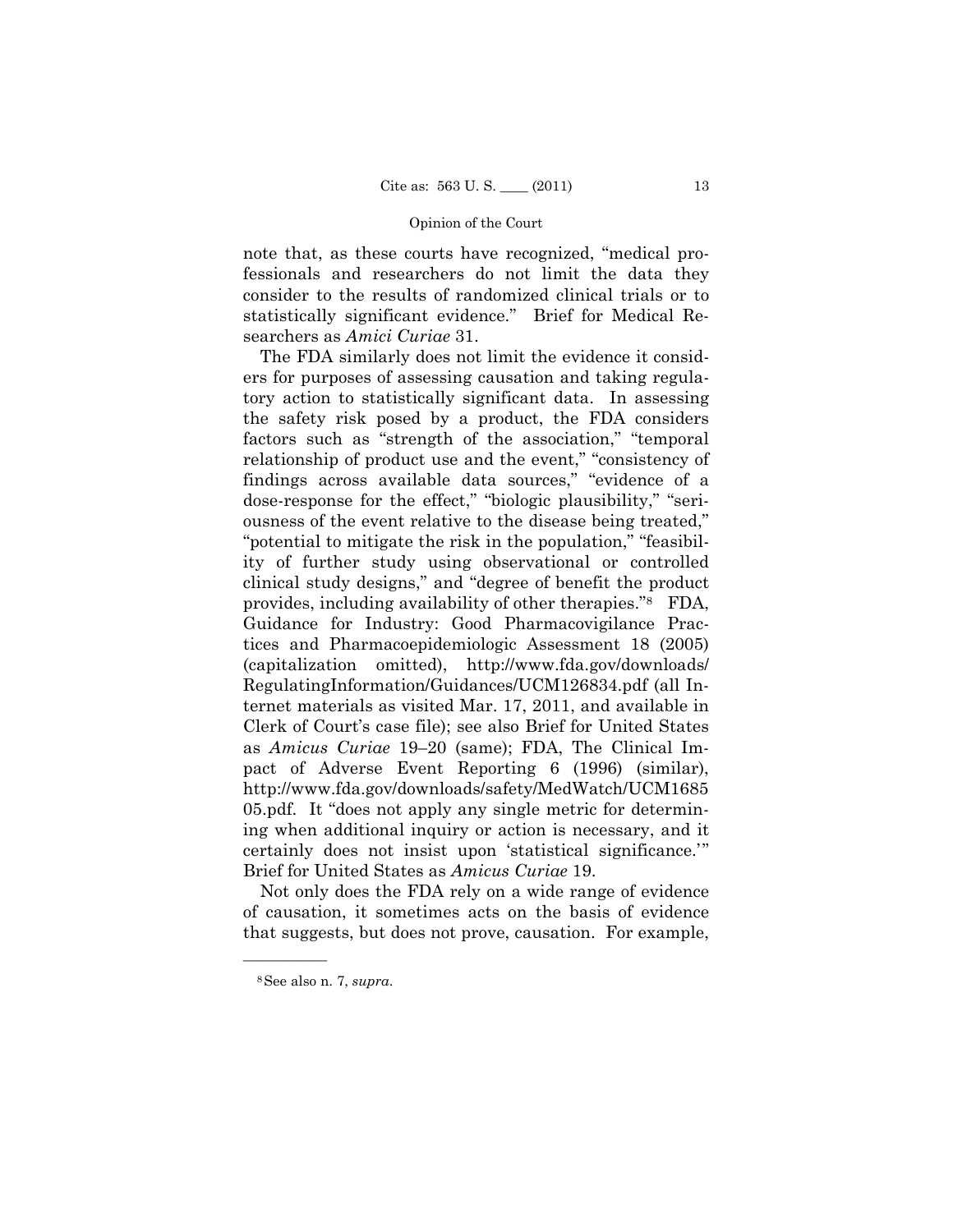note that, as these courts have recognized, "medical professionals and researchers do not limit the data they consider to the results of randomized clinical trials or to statistically significant evidence." Brief for Medical Researchers as *Amici Curiae* 31.

The FDA similarly does not limit the evidence it considers for purposes of assessing causation and taking regulatory action to statistically significant data. In assessing the safety risk posed by a product, the FDA considers factors such as "strength of the association," "temporal relationship of product use and the event," "consistency of findings across available data sources," "evidence of a dose-response for the effect," "biologic plausibility," "seriousness of the event relative to the disease being treated," "potential to mitigate the risk in the population," "feasibility of further study using observational or controlled clinical study designs," and "degree of benefit the product provides, including availability of other therapies."[8] FDA, Guidance for Industry: Good Pharmacovigilance Practices and Pharmacoepidemiologic Assessment 18 (2005) (capitalization omitted), http://www.fda.gov/downloads/RegulatingInformation/Guidances/UCM126834.pdf (all Internet materials as visited Mar. 17, 2011, and available in Clerk of Court's case file); see also Brief for United States as *Amicus Curiae* 19–20 (same); FDA, The Clinical Impact of Adverse Event Reporting 6 (1996) (similar), http://www.fda.gov/downloads/safety/MedWatch/UCM168505.pdf. It "does not apply any single metric for determining when additional inquiry or action is necessary, and it certainly does not insist upon 'statistical significance.'" Brief for United States as *Amicus Curiae* 19.

Not only does the FDA rely on a wide range of evidence of causation, it sometimes acts on the basis of evidence that suggests, but does not prove, causation. For example,

---

[8] See also n. 7, *supra*.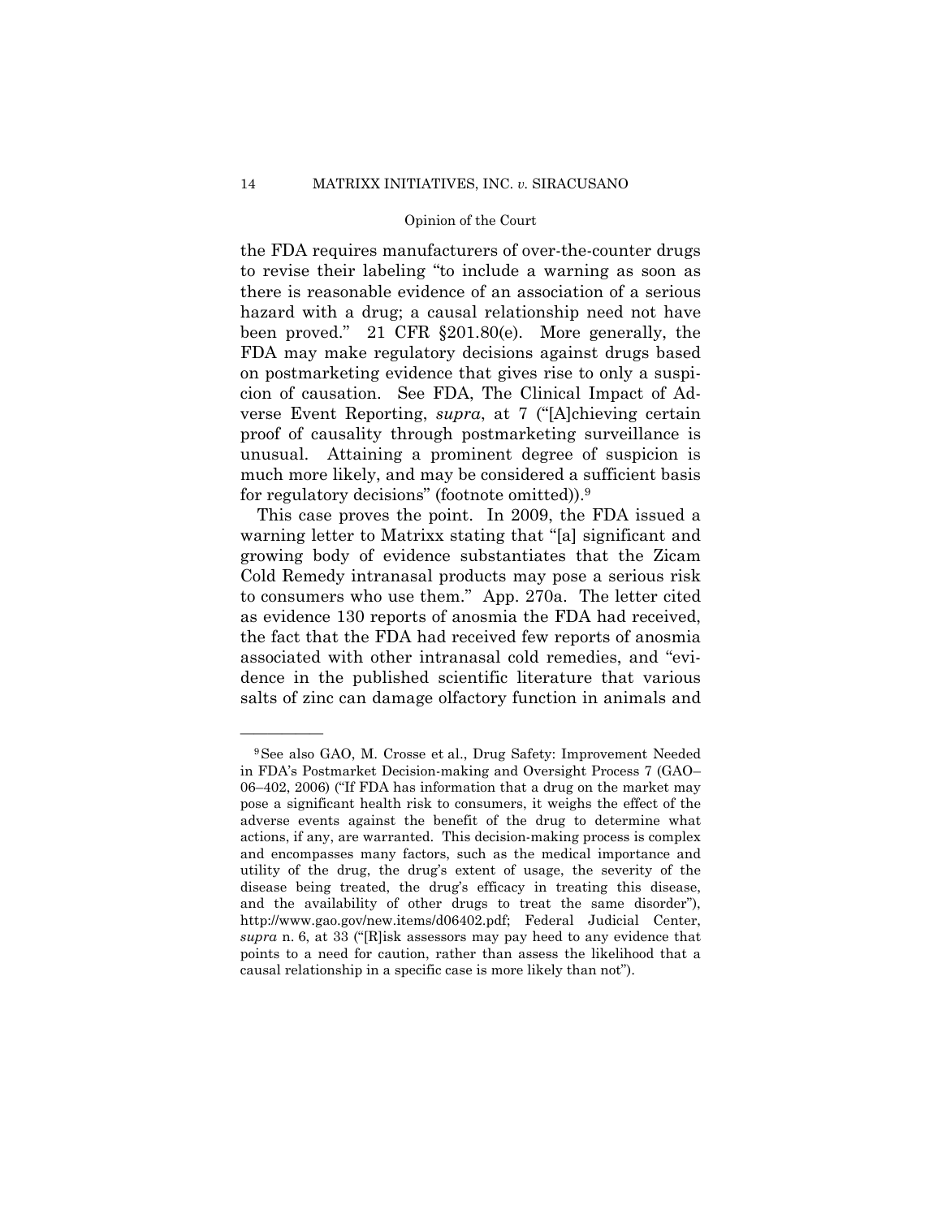the FDA requires manufacturers of over-the-counter drugs to revise their labeling "to include a warning as soon as there is reasonable evidence of an association of a serious hazard with a drug; a causal relationship need not have been proved." 21 CFR §201.80(e). More generally, the FDA may make regulatory decisions against drugs based on postmarketing evidence that gives rise to only a suspicion of causation. See FDA, The Clinical Impact of Adverse Event Reporting, *supra*, at 7 ("[A]chieving certain proof of causality through postmarketing surveillance is unusual. Attaining a prominent degree of suspicion is much more likely, and may be considered a sufficient basis for regulatory decisions" (footnote omitted)).[9]

This case proves the point. In 2009, the FDA issued a warning letter to Matrixx stating that "[a] significant and growing body of evidence substantiates that the Zicam Cold Remedy intranasal products may pose a serious risk to consumers who use them." App. 270a. The letter cited as evidence 130 reports of anosmia the FDA had received, the fact that the FDA had received few reports of anosmia associated with other intranasal cold remedies, and "evidence in the published scientific literature that various salts of zinc can damage olfactory function in animals and

---

[9] See also GAO, M. Crosse et al., Drug Safety: Improvement Needed in FDA's Postmarket Decision-making and Oversight Process 7 (GAO–06–402, 2006) ("If FDA has information that a drug on the market may pose a significant health risk to consumers, it weighs the effect of the adverse events against the benefit of the drug to determine what actions, if any, are warranted. This decision-making process is complex and encompasses many factors, such as the medical importance and utility of the drug, the drug's extent of usage, the severity of the disease being treated, the drug's efficacy in treating this disease, and the availability of other drugs to treat the same disorder"), http://www.gao.gov/new.items/d06402.pdf; Federal Judicial Center, *supra* n. 6, at 33 ("[R]isk assessors may pay heed to any evidence that points to a need for caution, rather than assess the likelihood that a causal relationship in a specific case is more likely than not").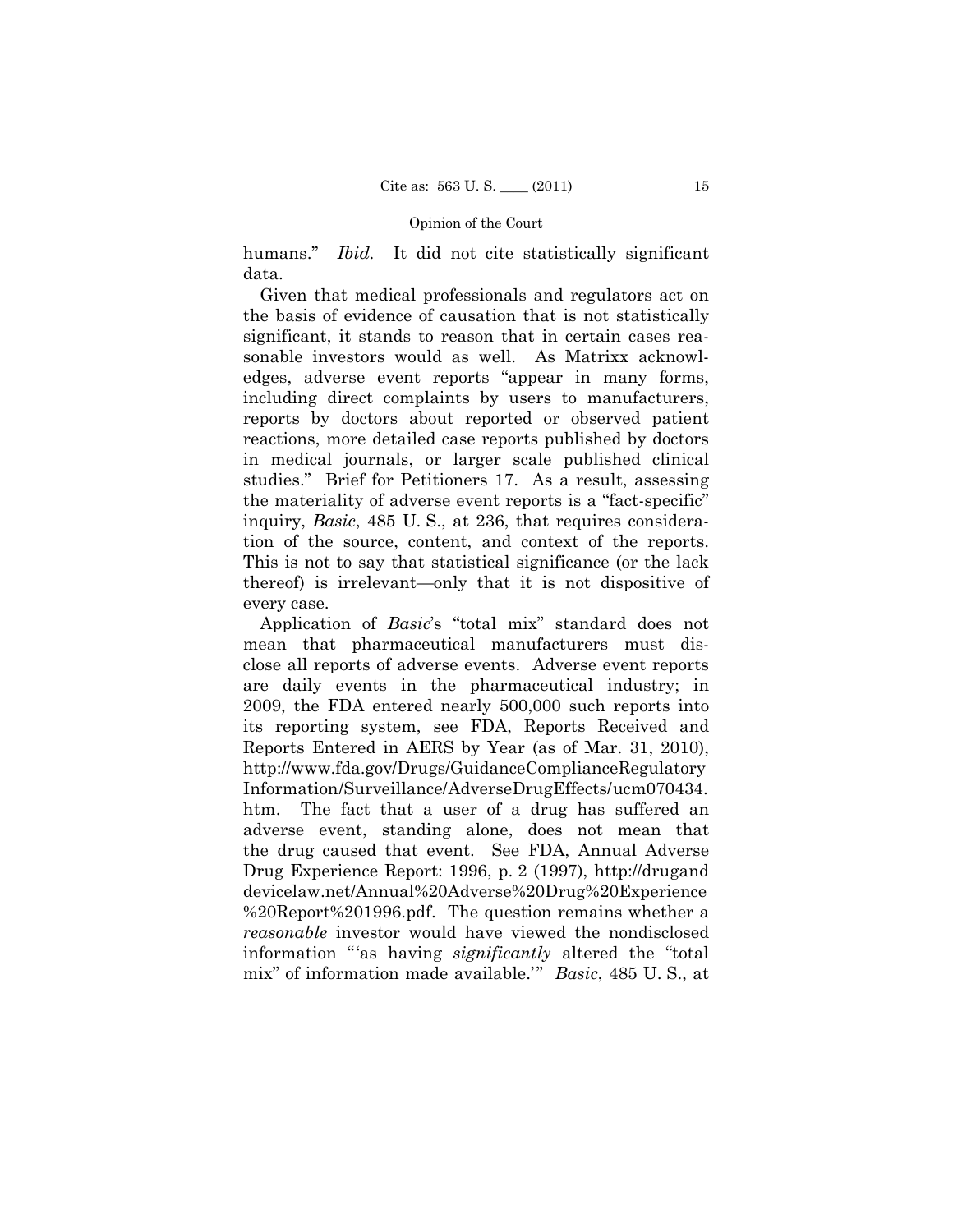humans." *Ibid.* It did not cite statistically significant data.

Given that medical professionals and regulators act on the basis of evidence of causation that is not statistically significant, it stands to reason that in certain cases reasonable investors would as well. As Matrixx acknowledges, adverse event reports "appear in many forms, including direct complaints by users to manufacturers, reports by doctors about reported or observed patient reactions, more detailed case reports published by doctors in medical journals, or larger scale published clinical studies." Brief for Petitioners 17. As a result, assessing the materiality of adverse event reports is a "fact-specific" inquiry, *Basic*, 485 U. S., at 236, that requires consideration of the source, content, and context of the reports. This is not to say that statistical significance (or the lack thereof) is irrelevant—only that it is not dispositive of every case.

Application of *Basic*'s "total mix" standard does not mean that pharmaceutical manufacturers must disclose all reports of adverse events. Adverse event reports are daily events in the pharmaceutical industry; in 2009, the FDA entered nearly 500,000 such reports into its reporting system, see FDA, Reports Received and Reports Entered in AERS by Year (as of Mar. 31, 2010), http://www.fda.gov/Drugs/GuidanceComplianceRegulatoryInformation/Surveillance/AdverseDrugEffects/ucm070434.htm. The fact that a user of a drug has suffered an adverse event, standing alone, does not mean that the drug caused that event. See FDA, Annual Adverse Drug Experience Report: 1996, p. 2 (1997), http://druganddevicelaw.net/Annual%20Adverse%20Drug%20Experience%20Report%201996.pdf. The question remains whether a *reasonable* investor would have viewed the nondisclosed information "'as having *significantly* altered the "total mix" of information made available.'" *Basic*, 485 U. S., at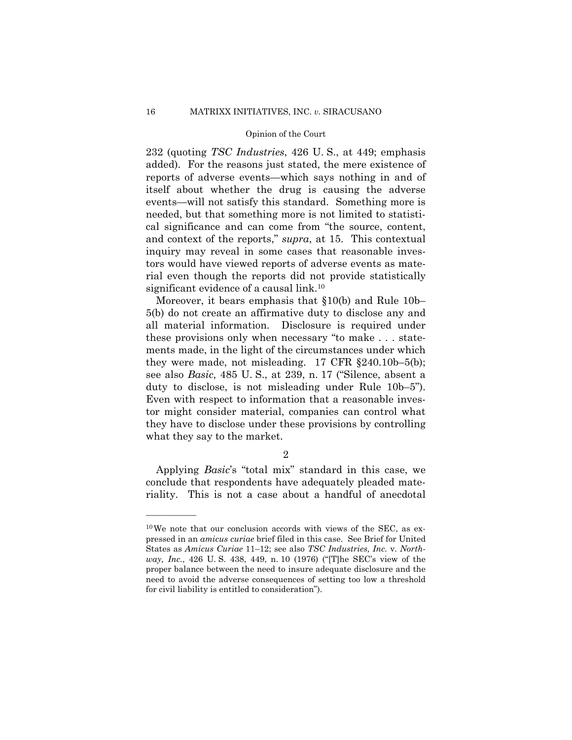232 (quoting *TSC Industries*, 426 U. S., at 449; emphasis added). For the reasons just stated, the mere existence of reports of adverse events—which says nothing in and of itself about whether the drug is causing the adverse events—will not satisfy this standard. Something more is needed, but that something more is not limited to statistical significance and can come from "the source, content, and context of the reports," *supra*, at 15. This contextual inquiry may reveal in some cases that reasonable investors would have viewed reports of adverse events as material even though the reports did not provide statistically significant evidence of a causal link.[10]

Moreover, it bears emphasis that §10(b) and Rule 10b–5(b) do not create an affirmative duty to disclose any and all material information. Disclosure is required under these provisions only when necessary "to make . . . statements made, in the light of the circumstances under which they were made, not misleading. 17 CFR §240.10b–5(b); see also *Basic*, 485 U. S., at 239, n. 17 ("Silence, absent a duty to disclose, is not misleading under Rule 10b–5"). Even with respect to information that a reasonable investor might consider material, companies can control what they have to disclose under these provisions by controlling what they say to the market.

2

Applying *Basic*'s "total mix" standard in this case, we conclude that respondents have adequately pleaded materiality. This is not a case about a handful of anecdotal

---

[10] We note that our conclusion accords with views of the SEC, as expressed in an *amicus curiae* brief filed in this case. See Brief for United States as *Amicus Curiae* 11–12; see also *TSC Industries, Inc.* v. *Northway, Inc.*, 426 U. S. 438, 449, n. 10 (1976) ("[T]he SEC's view of the proper balance between the need to insure adequate disclosure and the need to avoid the adverse consequences of setting too low a threshold for civil liability is entitled to consideration").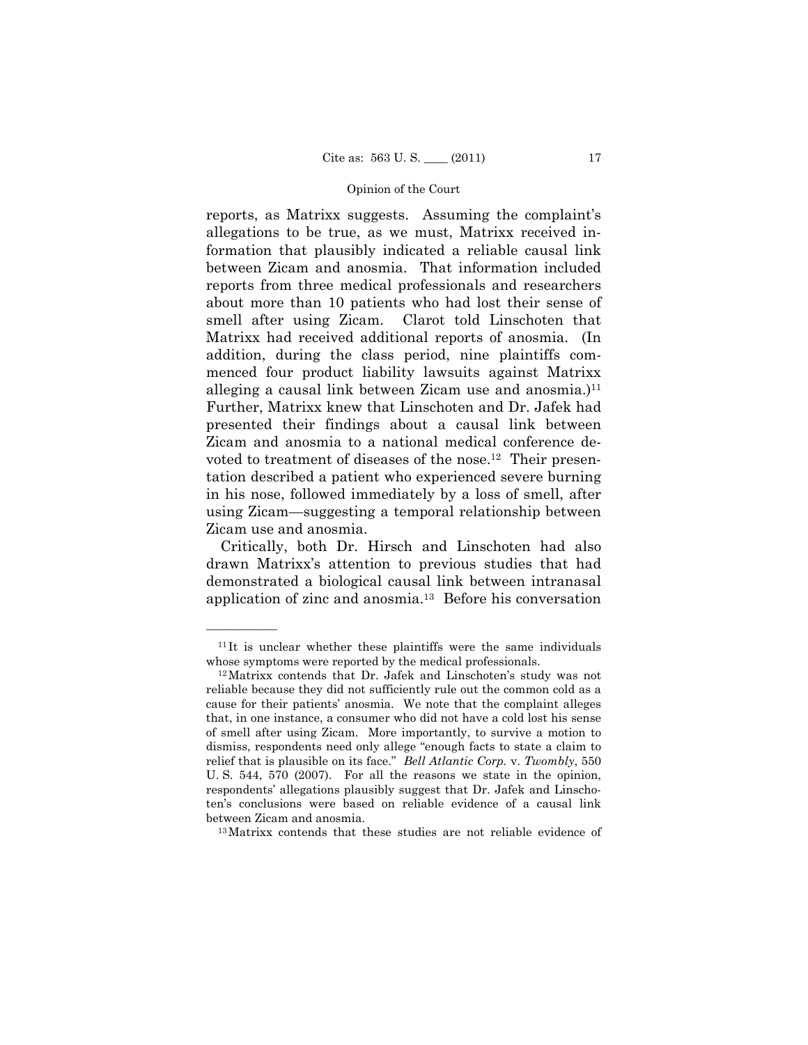reports, as Matrixx suggests. Assuming the complaint's allegations to be true, as we must, Matrixx received information that plausibly indicated a reliable causal link between Zicam and anosmia. That information included reports from three medical professionals and researchers about more than 10 patients who had lost their sense of smell after using Zicam. Clarot told Linschoten that Matrixx had received additional reports of anosmia. (In addition, during the class period, nine plaintiffs commenced four product liability lawsuits against Matrixx alleging a causal link between Zicam use and anosmia.)[11] Further, Matrixx knew that Linschoten and Dr. Jafek had presented their findings about a causal link between Zicam and anosmia to a national medical conference devoted to treatment of diseases of the nose.[12] Their presentation described a patient who experienced severe burning in his nose, followed immediately by a loss of smell, after using Zicam—suggesting a temporal relationship between Zicam use and anosmia.

Critically, both Dr. Hirsch and Linschoten had also drawn Matrixx's attention to previous studies that had demonstrated a biological causal link between intranasal application of zinc and anosmia.[13] Before his conversation

---

[11] It is unclear whether these plaintiffs were the same individuals whose symptoms were reported by the medical professionals.

[12] Matrixx contends that Dr. Jafek and Linschoten's study was not reliable because they did not sufficiently rule out the common cold as a cause for their patients' anosmia. We note that the complaint alleges that, in one instance, a consumer who did not have a cold lost his sense of smell after using Zicam. More importantly, to survive a motion to dismiss, respondents need only allege "enough facts to state a claim to relief that is plausible on its face." *Bell Atlantic Corp.* v. *Twombly*, 550 U. S. 544, 570 (2007). For all the reasons we state in the opinion, respondents' allegations plausibly suggest that Dr. Jafek and Linschoten's conclusions were based on reliable evidence of a causal link between Zicam and anosmia.

[13] Matrixx contends that these studies are not reliable evidence of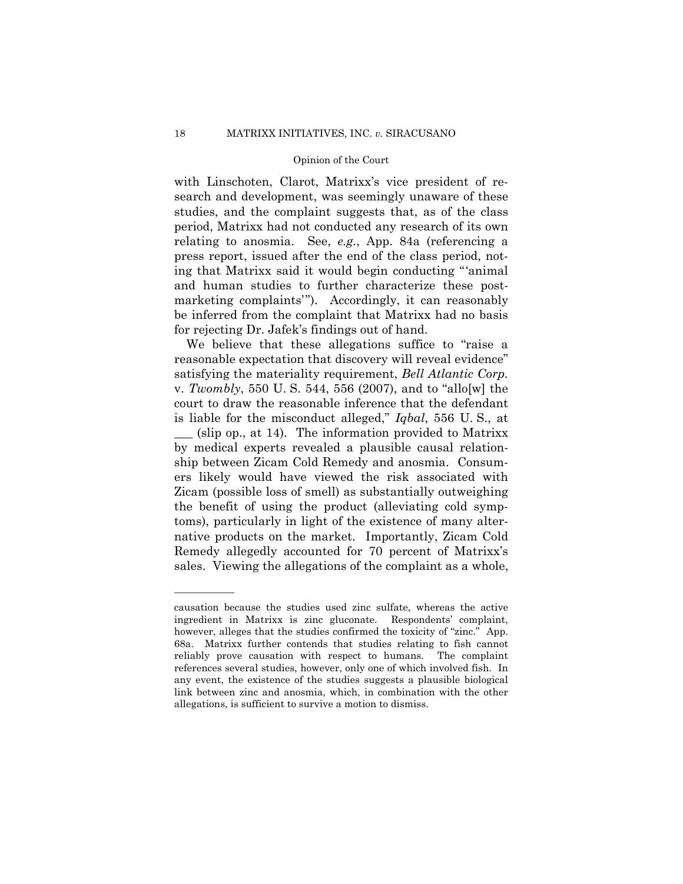with Linschoten, Clarot, Matrixx's vice president of research and development, was seemingly unaware of these studies, and the complaint suggests that, as of the class period, Matrixx had not conducted any research of its own relating to anosmia. See, *e.g.*, App. 84a (referencing a press report, issued after the end of the class period, noting that Matrixx said it would begin conducting "'animal and human studies to further characterize these post-marketing complaints'"). Accordingly, it can reasonably be inferred from the complaint that Matrixx had no basis for rejecting Dr. Jafek's findings out of hand.

We believe that these allegations suffice to "raise a reasonable expectation that discovery will reveal evidence" satisfying the materiality requirement, *Bell Atlantic Corp.* v. *Twombly*, 550 U. S. 544, 556 (2007), and to "allo[w] the court to draw the reasonable inference that the defendant is liable for the misconduct alleged," *Iqbal*, 556 U. S., at ___ (slip op., at 14). The information provided to Matrixx by medical experts revealed a plausible causal relationship between Zicam Cold Remedy and anosmia. Consumers likely would have viewed the risk associated with Zicam (possible loss of smell) as substantially outweighing the benefit of using the product (alleviating cold symptoms), particularly in light of the existence of many alternative products on the market. Importantly, Zicam Cold Remedy allegedly accounted for 70 percent of Matrixx's sales. Viewing the allegations of the complaint as a whole,

---

causation because the studies used zinc sulfate, whereas the active ingredient in Matrixx is zinc gluconate. Respondents' complaint, however, alleges that the studies confirmed the toxicity of "zinc." App. 68a. Matrixx further contends that studies relating to fish cannot reliably prove causation with respect to humans. The complaint references several studies, however, only one of which involved fish. In any event, the existence of the studies suggests a plausible biological link between zinc and anosmia, which, in combination with the other allegations, is sufficient to survive a motion to dismiss.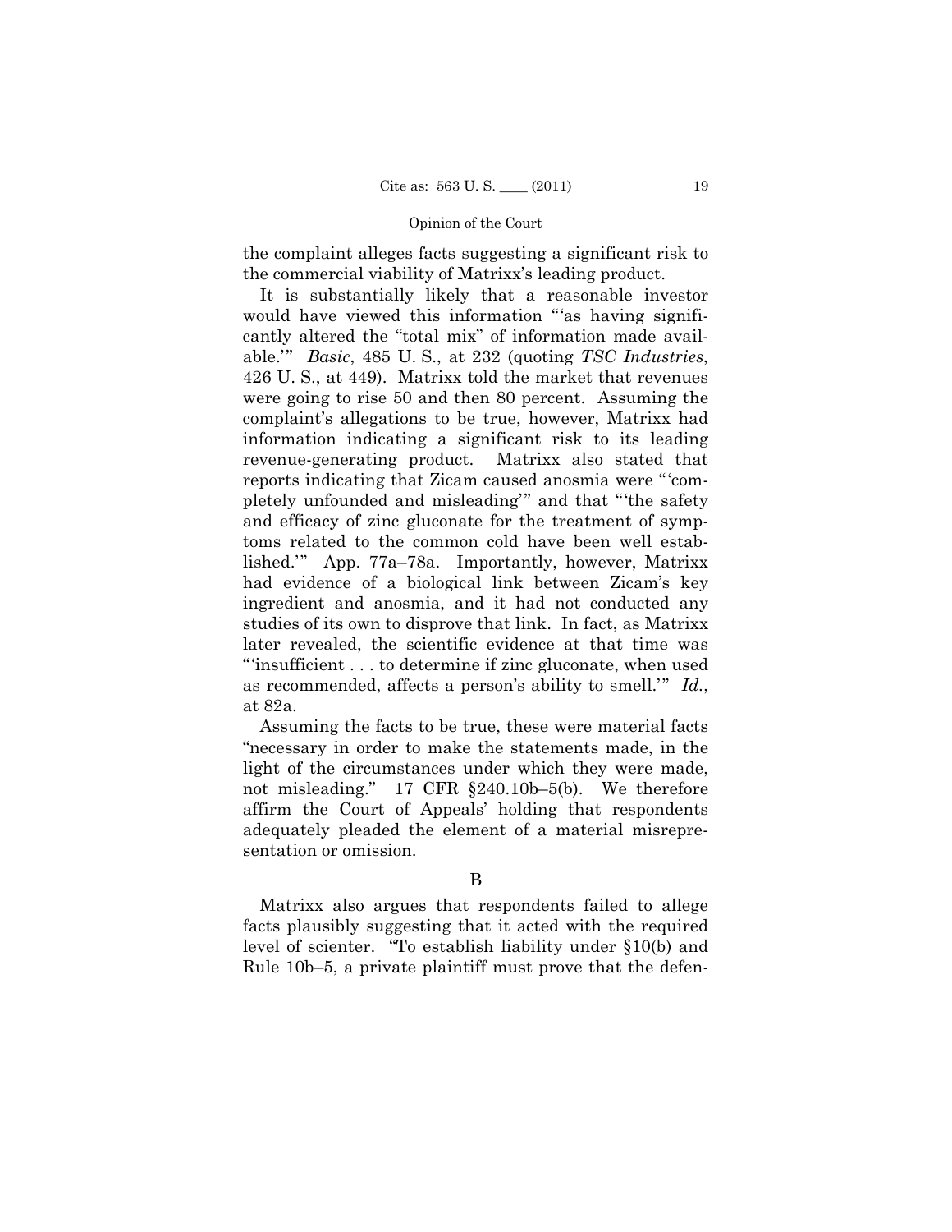the complaint alleges facts suggesting a significant risk to the commercial viability of Matrixx's leading product.

It is substantially likely that a reasonable investor would have viewed this information "'as having significantly altered the "total mix" of information made available.'" *Basic*, 485 U. S., at 232 (quoting *TSC Industries*, 426 U. S., at 449). Matrixx told the market that revenues were going to rise 50 and then 80 percent. Assuming the complaint's allegations to be true, however, Matrixx had information indicating a significant risk to its leading revenue-generating product. Matrixx also stated that reports indicating that Zicam caused anosmia were "'completely unfounded and misleading'" and that "'the safety and efficacy of zinc gluconate for the treatment of symptoms related to the common cold have been well established.'" App. 77a–78a. Importantly, however, Matrixx had evidence of a biological link between Zicam's key ingredient and anosmia, and it had not conducted any studies of its own to disprove that link. In fact, as Matrixx later revealed, the scientific evidence at that time was "'insufficient . . . to determine if zinc gluconate, when used as recommended, affects a person's ability to smell.'" *Id.*, at 82a.

Assuming the facts to be true, these were material facts "necessary in order to make the statements made, in the light of the circumstances under which they were made, not misleading." 17 CFR §240.10b–5(b). We therefore affirm the Court of Appeals' holding that respondents adequately pleaded the element of a material misrepresentation or omission.

### B

Matrixx also argues that respondents failed to allege facts plausibly suggesting that it acted with the required level of scienter. "To establish liability under §10(b) and Rule 10b–5, a private plaintiff must prove that the defen-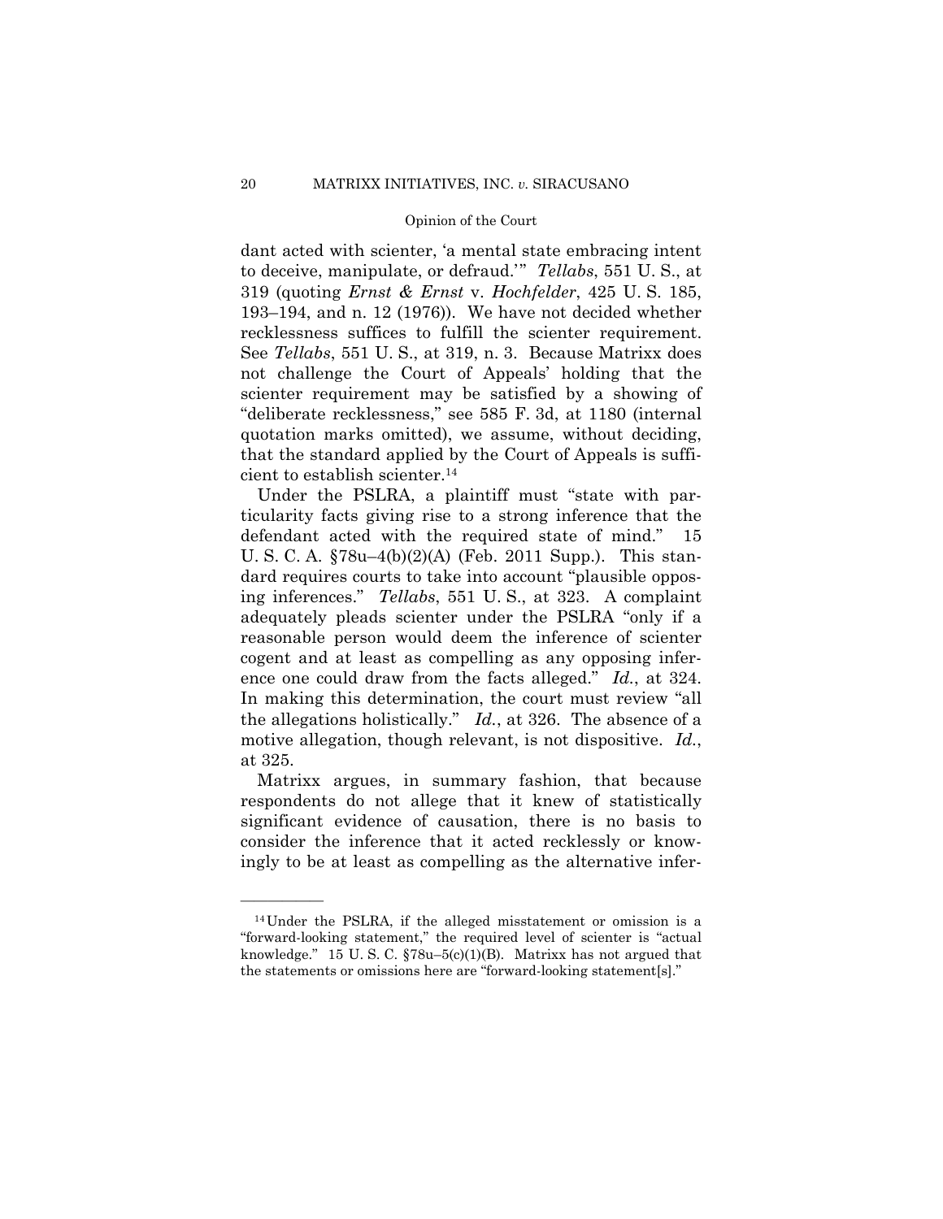dant acted with scienter, 'a mental state embracing intent to deceive, manipulate, or defraud.'" *Tellabs*, 551 U. S., at 319 (quoting *Ernst & Ernst* v. *Hochfelder*, 425 U. S. 185, 193–194, and n. 12 (1976)). We have not decided whether recklessness suffices to fulfill the scienter requirement. See *Tellabs*, 551 U. S., at 319, n. 3. Because Matrixx does not challenge the Court of Appeals' holding that the scienter requirement may be satisfied by a showing of "deliberate recklessness," see 585 F. 3d, at 1180 (internal quotation marks omitted), we assume, without deciding, that the standard applied by the Court of Appeals is sufficient to establish scienter.[14]

Under the PSLRA, a plaintiff must "state with particularity facts giving rise to a strong inference that the defendant acted with the required state of mind." 15 U. S. C. A. §78u–4(b)(2)(A) (Feb. 2011 Supp.). This standard requires courts to take into account "plausible opposing inferences." *Tellabs*, 551 U. S., at 323. A complaint adequately pleads scienter under the PSLRA "only if a reasonable person would deem the inference of scienter cogent and at least as compelling as any opposing inference one could draw from the facts alleged." *Id.*, at 324. In making this determination, the court must review "all the allegations holistically." *Id.*, at 326. The absence of a motive allegation, though relevant, is not dispositive. *Id.*, at 325.

Matrixx argues, in summary fashion, that because respondents do not allege that it knew of statistically significant evidence of causation, there is no basis to consider the inference that it acted recklessly or knowingly to be at least as compelling as the alternative infer-

---

[14] Under the PSLRA, if the alleged misstatement or omission is a "forward-looking statement," the required level of scienter is "actual knowledge." 15 U. S. C. §78u–5(c)(1)(B). Matrixx has not argued that the statements or omissions here are "forward-looking statement[s]."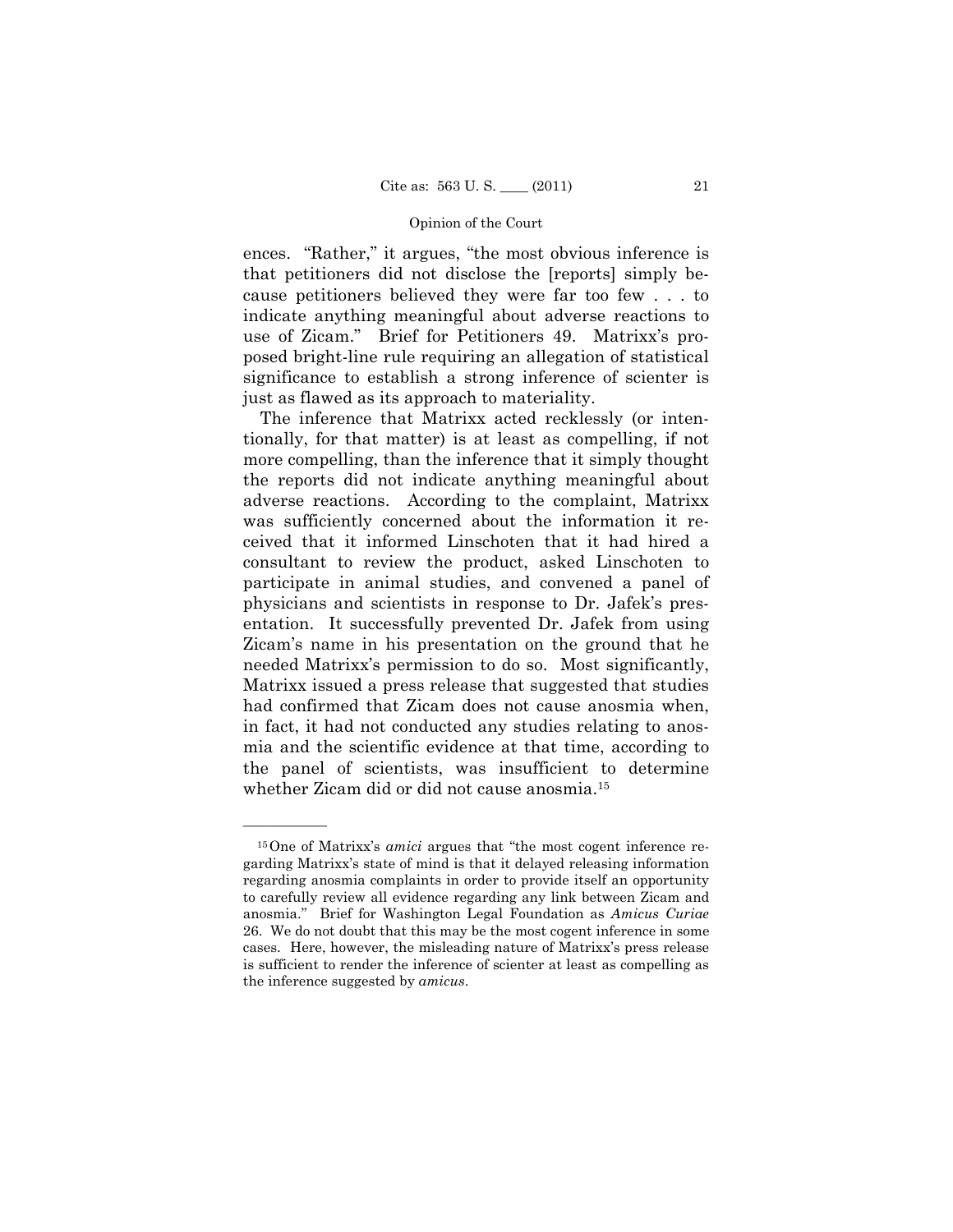ences. "Rather," it argues, "the most obvious inference is that petitioners did not disclose the [reports] simply because petitioners believed they were far too few . . . to indicate anything meaningful about adverse reactions to use of Zicam." Brief for Petitioners 49. Matrixx's proposed bright-line rule requiring an allegation of statistical significance to establish a strong inference of scienter is just as flawed as its approach to materiality.

The inference that Matrixx acted recklessly (or intentionally, for that matter) is at least as compelling, if not more compelling, than the inference that it simply thought the reports did not indicate anything meaningful about adverse reactions. According to the complaint, Matrixx was sufficiently concerned about the information it received that it informed Linschoten that it had hired a consultant to review the product, asked Linschoten to participate in animal studies, and convened a panel of physicians and scientists in response to Dr. Jafek's presentation. It successfully prevented Dr. Jafek from using Zicam's name in his presentation on the ground that he needed Matrixx's permission to do so. Most significantly, Matrixx issued a press release that suggested that studies had confirmed that Zicam does not cause anosmia when, in fact, it had not conducted any studies relating to anosmia and the scientific evidence at that time, according to the panel of scientists, was insufficient to determine whether Zicam did or did not cause anosmia.[15]

---

[15] One of Matrixx's *amici* argues that "the most cogent inference regarding Matrixx's state of mind is that it delayed releasing information regarding anosmia complaints in order to provide itself an opportunity to carefully review all evidence regarding any link between Zicam and anosmia." Brief for Washington Legal Foundation as *Amicus Curiae* 26. We do not doubt that this may be the most cogent inference in some cases. Here, however, the misleading nature of Matrixx's press release is sufficient to render the inference of scienter at least as compelling as the inference suggested by *amicus*.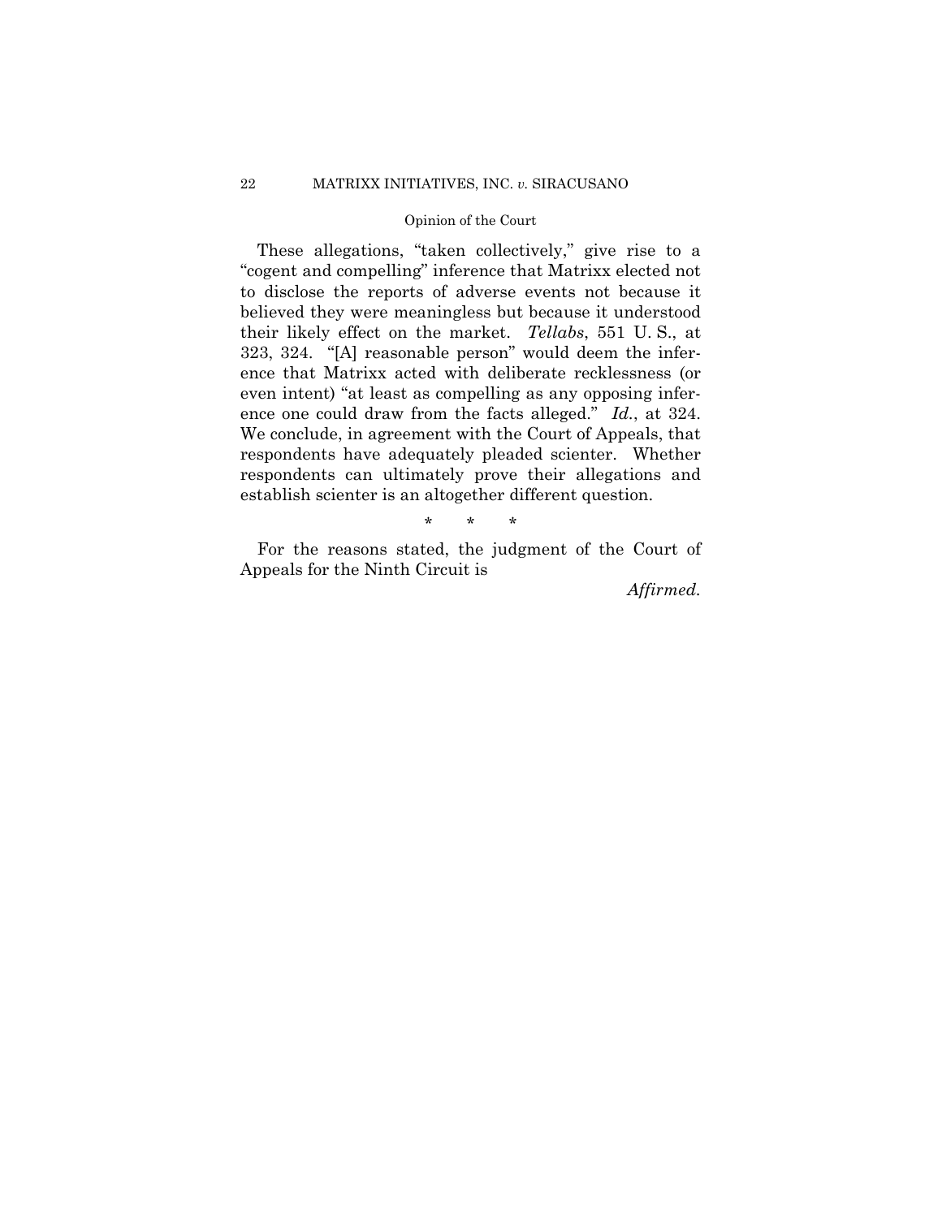These allegations, "taken collectively," give rise to a "cogent and compelling" inference that Matrixx elected not to disclose the reports of adverse events not because it believed they were meaningless but because it understood their likely effect on the market. *Tellabs*, 551 U. S., at 323, 324. "[A] reasonable person" would deem the inference that Matrixx acted with deliberate recklessness (or even intent) "at least as compelling as any opposing inference one could draw from the facts alleged." *Id.*, at 324. We conclude, in agreement with the Court of Appeals, that respondents have adequately pleaded scienter. Whether respondents can ultimately prove their allegations and establish scienter is an altogether different question.

\* \* \*

For the reasons stated, the judgment of the Court of Appeals for the Ninth Circuit is

*Affirmed.*